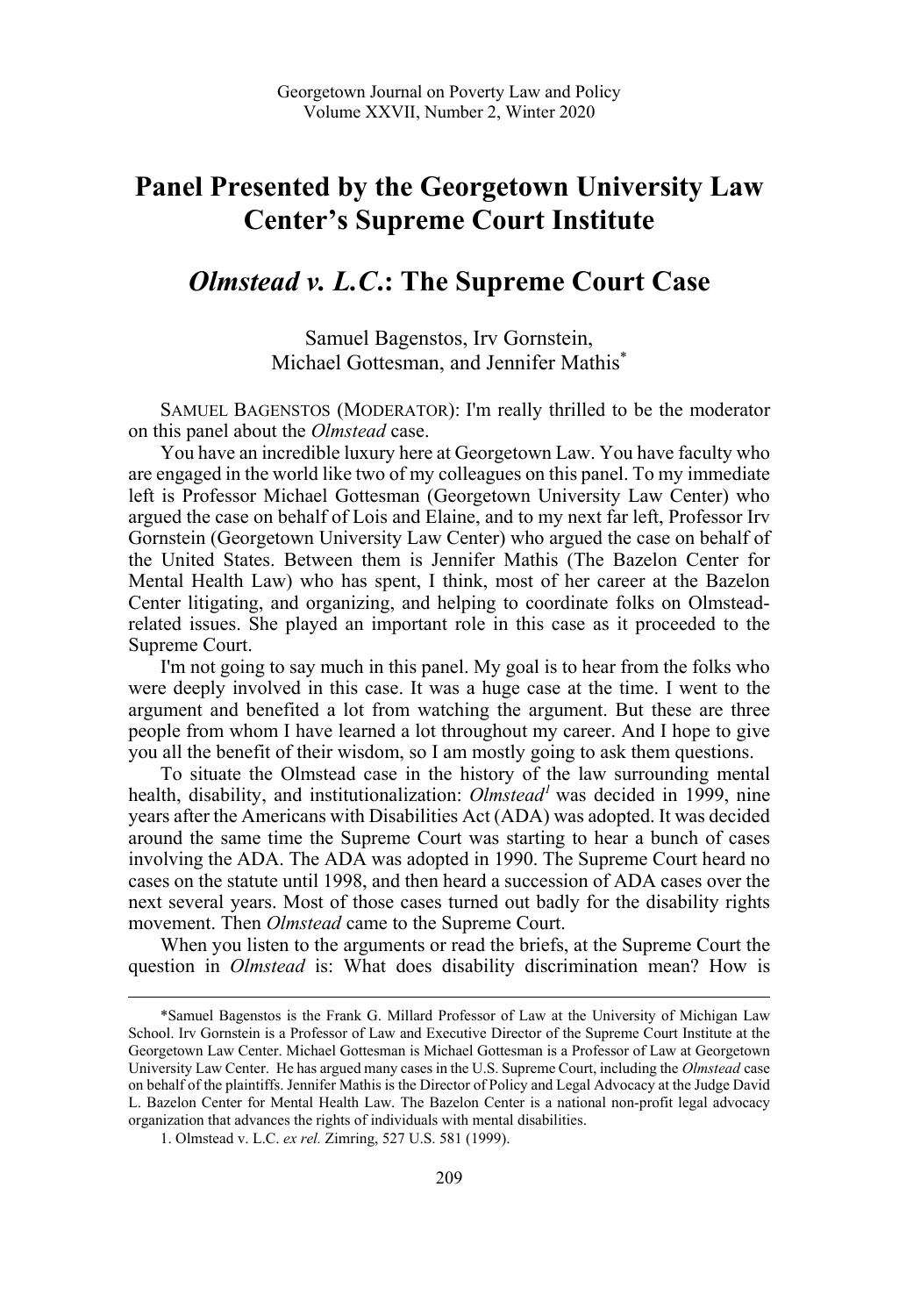# Panel Presented by the Georgetown University Law Center's Supreme Court Institute

## *Olmstead v. L.C.*: The Supreme Court Case

Samuel Bagenstos, Irv Gornstein, Michael Gottesman, and Jennifer Mathis*

SAMUEL BAGENSTOS (MODERATOR): I'm really thrilled to be the moderator on this panel about the *Olmstead* case.

You have an incredible luxury here at Georgetown Law. You have faculty who are engaged in the world like two of my colleagues on this panel. To my immediate left is Professor Michael Gottesman (Georgetown University Law Center) who argued the case on behalf of Lois and Elaine, and to my next far left, Professor Irv Gornstein (Georgetown University Law Center) who argued the case on behalf of the United States. Between them is Jennifer Mathis (The Bazelon Center for Mental Health Law) who has spent, I think, most of her career at the Bazelon Center litigating, and organizing, and helping to coordinate folks on Olmstead-related issues. She played an important role in this case as it proceeded to the Supreme Court.

I'm not going to say much in this panel. My goal is to hear from the folks who were deeply involved in this case. It was a huge case at the time. I went to the argument and benefited a lot from watching the argument. But these are three people from whom I have learned a lot throughout my career. And I hope to give you all the benefit of their wisdom, so I am mostly going to ask them questions.

To situate the Olmstead case in the history of the law surrounding mental health, disability, and institutionalization: *Olmstead*[1] was decided in 1999, nine years after the Americans with Disabilities Act (ADA) was adopted. It was decided around the same time the Supreme Court was starting to hear a bunch of cases involving the ADA. The ADA was adopted in 1990. The Supreme Court heard no cases on the statute until 1998, and then heard a succession of ADA cases over the next several years. Most of those cases turned out badly for the disability rights movement. Then *Olmstead* came to the Supreme Court.

When you listen to the arguments or read the briefs, at the Supreme Court the question in *Olmstead* is: What does disability discrimination mean? How is

---

*Samuel Bagenstos is the Frank G. Millard Professor of Law at the University of Michigan Law School. Irv Gornstein is a Professor of Law and Executive Director of the Supreme Court Institute at the Georgetown Law Center. Michael Gottesman is Michael Gottesman is a Professor of Law at Georgetown University Law Center. He has argued many cases in the U.S. Supreme Court, including the *Olmstead* case on behalf of the plaintiffs. Jennifer Mathis is the Director of Policy and Legal Advocacy at the Judge David L. Bazelon Center for Mental Health Law. The Bazelon Center is a national non-profit legal advocacy organization that advances the rights of individuals with mental disabilities.

1. Olmstead v. L.C. *ex rel.* Zimring, 527 U.S. 581 (1999).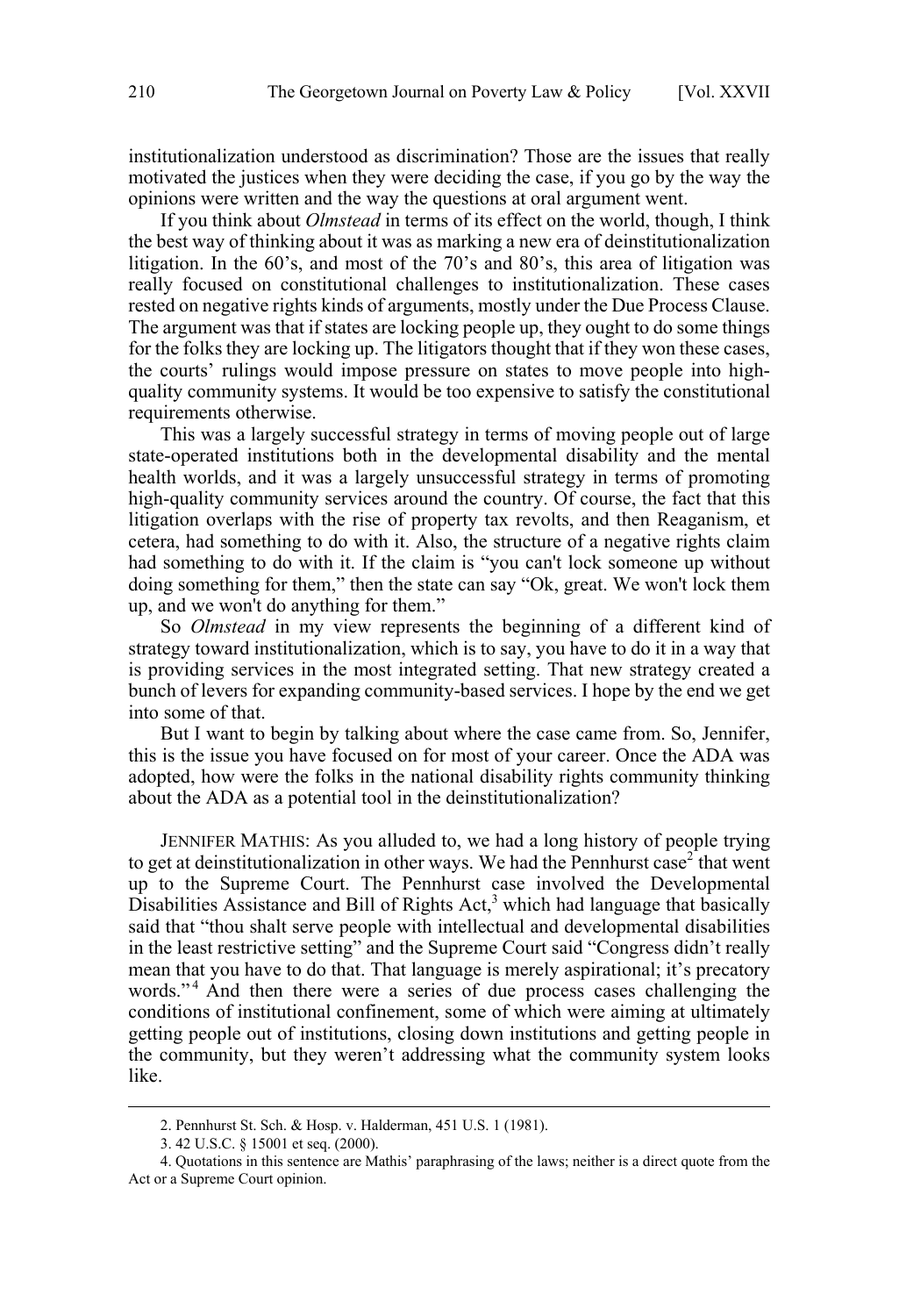institutionalization understood as discrimination? Those are the issues that really motivated the justices when they were deciding the case, if you go by the way the opinions were written and the way the questions at oral argument went.

If you think about *Olmstead* in terms of its effect on the world, though, I think the best way of thinking about it was as marking a new era of deinstitutionalization litigation. In the 60's, and most of the 70's and 80's, this area of litigation was really focused on constitutional challenges to institutionalization. These cases rested on negative rights kinds of arguments, mostly under the Due Process Clause. The argument was that if states are locking people up, they ought to do some things for the folks they are locking up. The litigators thought that if they won these cases, the courts' rulings would impose pressure on states to move people into high-quality community systems. It would be too expensive to satisfy the constitutional requirements otherwise.

This was a largely successful strategy in terms of moving people out of large state-operated institutions both in the developmental disability and the mental health worlds, and it was a largely unsuccessful strategy in terms of promoting high-quality community services around the country. Of course, the fact that this litigation overlaps with the rise of property tax revolts, and then Reaganism, et cetera, had something to do with it. Also, the structure of a negative rights claim had something to do with it. If the claim is "you can't lock someone up without doing something for them," then the state can say "Ok, great. We won't lock them up, and we won't do anything for them."

So *Olmstead* in my view represents the beginning of a different kind of strategy toward institutionalization, which is to say, you have to do it in a way that is providing services in the most integrated setting. That new strategy created a bunch of levers for expanding community-based services. I hope by the end we get into some of that.

But I want to begin by talking about where the case came from. So, Jennifer, this is the issue you have focused on for most of your career. Once the ADA was adopted, how were the folks in the national disability rights community thinking about the ADA as a potential tool in the deinstitutionalization?

JENNIFER MATHIS: As you alluded to, we had a long history of people trying to get at deinstitutionalization in other ways. We had the Pennhurst case[2] that went up to the Supreme Court. The Pennhurst case involved the Developmental Disabilities Assistance and Bill of Rights Act,[3] which had language that basically said that "thou shalt serve people with intellectual and developmental disabilities in the least restrictive setting" and the Supreme Court said "Congress didn't really mean that you have to do that. That language is merely aspirational; it's precatory words."[4] And then there were a series of due process cases challenging the conditions of institutional confinement, some of which were aiming at ultimately getting people out of institutions, closing down institutions and getting people in the community, but they weren't addressing what the community system looks like.

---

2. Pennhurst St. Sch. & Hosp. v. Halderman, 451 U.S. 1 (1981).

3. 42 U.S.C. § 15001 et seq. (2000).

4. Quotations in this sentence are Mathis' paraphrasing of the laws; neither is a direct quote from the Act or a Supreme Court opinion.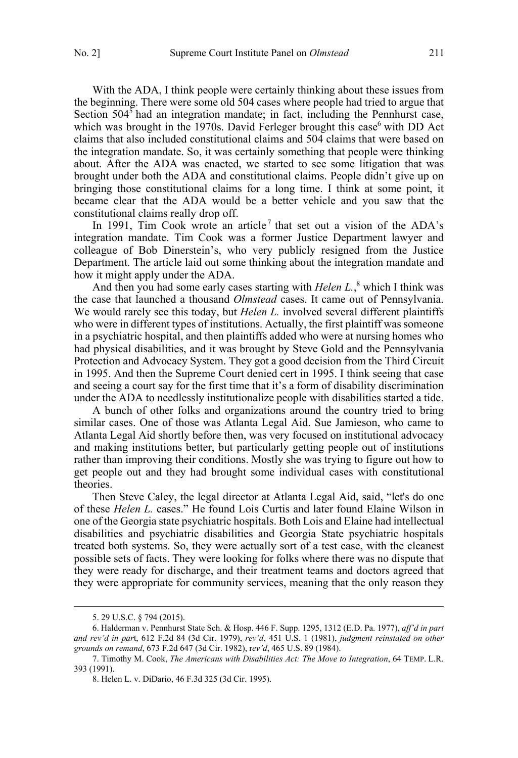With the ADA, I think people were certainly thinking about these issues from the beginning. There were some old 504 cases where people had tried to argue that Section 504[5] had an integration mandate; in fact, including the Pennhurst case, which was brought in the 1970s. David Ferleger brought this case[6] with DD Act claims that also included constitutional claims and 504 claims that were based on the integration mandate. So, it was certainly something that people were thinking about. After the ADA was enacted, we started to see some litigation that was brought under both the ADA and constitutional claims. People didn't give up on bringing those constitutional claims for a long time. I think at some point, it became clear that the ADA would be a better vehicle and you saw that the constitutional claims really drop off.

In 1991, Tim Cook wrote an article[7] that set out a vision of the ADA's integration mandate. Tim Cook was a former Justice Department lawyer and colleague of Bob Dinerstein's, who very publicly resigned from the Justice Department. The article laid out some thinking about the integration mandate and how it might apply under the ADA.

And then you had some early cases starting with *Helen L.*,[8] which I think was the case that launched a thousand *Olmstead* cases. It came out of Pennsylvania. We would rarely see this today, but *Helen L.* involved several different plaintiffs who were in different types of institutions. Actually, the first plaintiff was someone in a psychiatric hospital, and then plaintiffs added who were at nursing homes who had physical disabilities, and it was brought by Steve Gold and the Pennsylvania Protection and Advocacy System. They got a good decision from the Third Circuit in 1995. And then the Supreme Court denied cert in 1995. I think seeing that case and seeing a court say for the first time that it's a form of disability discrimination under the ADA to needlessly institutionalize people with disabilities started a tide.

A bunch of other folks and organizations around the country tried to bring similar cases. One of those was Atlanta Legal Aid. Sue Jamieson, who came to Atlanta Legal Aid shortly before then, was very focused on institutional advocacy and making institutions better, but particularly getting people out of institutions rather than improving their conditions. Mostly she was trying to figure out how to get people out and they had brought some individual cases with constitutional theories.

Then Steve Caley, the legal director at Atlanta Legal Aid, said, "let's do one of these *Helen L.* cases." He found Lois Curtis and later found Elaine Wilson in one of the Georgia state psychiatric hospitals. Both Lois and Elaine had intellectual disabilities and psychiatric disabilities and Georgia State psychiatric hospitals treated both systems. So, they were actually sort of a test case, with the cleanest possible sets of facts. They were looking for folks where there was no dispute that they were ready for discharge, and their treatment teams and doctors agreed that they were appropriate for community services, meaning that the only reason they

---

5. 29 U.S.C. § 794 (2015).

6. Halderman v. Pennhurst State Sch. & Hosp. 446 F. Supp. 1295, 1312 (E.D. Pa. 1977), *aff'd in part and rev'd in par*t, 612 F.2d 84 (3d Cir. 1979), *rev'd*, 451 U.S. 1 (1981), *judgment reinstated on other grounds on remand*, 673 F.2d 647 (3d Cir. 1982), r*ev'd*, 465 U.S. 89 (1984).

7. Timothy M. Cook, *The Americans with Disabilities Act: The Move to Integration*, 64 TEMP. L.R. 393 (1991).

8. Helen L. v. DiDario, 46 F.3d 325 (3d Cir. 1995).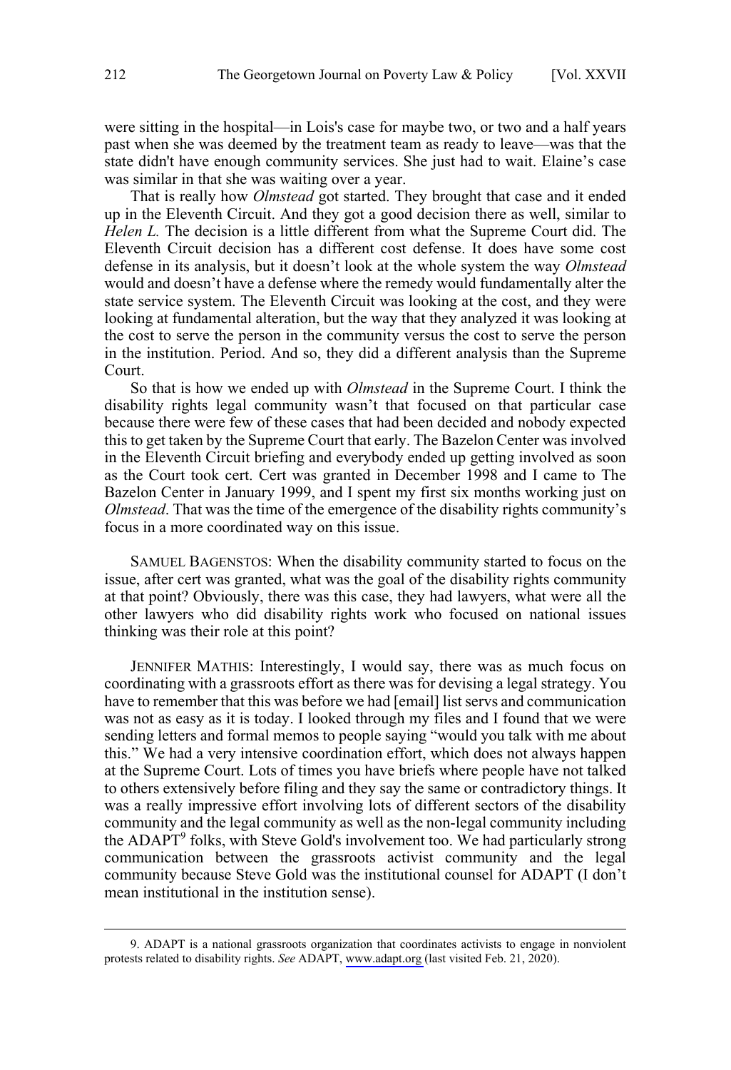were sitting in the hospital—in Lois's case for maybe two, or two and a half years past when she was deemed by the treatment team as ready to leave—was that the state didn't have enough community services. She just had to wait. Elaine's case was similar in that she was waiting over a year.

That is really how *Olmstead* got started. They brought that case and it ended up in the Eleventh Circuit. And they got a good decision there as well, similar to *Helen L.* The decision is a little different from what the Supreme Court did. The Eleventh Circuit decision has a different cost defense. It does have some cost defense in its analysis, but it doesn't look at the whole system the way *Olmstead* would and doesn't have a defense where the remedy would fundamentally alter the state service system. The Eleventh Circuit was looking at the cost, and they were looking at fundamental alteration, but the way that they analyzed it was looking at the cost to serve the person in the community versus the cost to serve the person in the institution. Period. And so, they did a different analysis than the Supreme Court.

So that is how we ended up with *Olmstead* in the Supreme Court. I think the disability rights legal community wasn't that focused on that particular case because there were few of these cases that had been decided and nobody expected this to get taken by the Supreme Court that early. The Bazelon Center was involved in the Eleventh Circuit briefing and everybody ended up getting involved as soon as the Court took cert. Cert was granted in December 1998 and I came to The Bazelon Center in January 1999, and I spent my first six months working just on *Olmstead*. That was the time of the emergence of the disability rights community's focus in a more coordinated way on this issue.

SAMUEL BAGENSTOS: When the disability community started to focus on the issue, after cert was granted, what was the goal of the disability rights community at that point? Obviously, there was this case, they had lawyers, what were all the other lawyers who did disability rights work who focused on national issues thinking was their role at this point?

JENNIFER MATHIS: Interestingly, I would say, there was as much focus on coordinating with a grassroots effort as there was for devising a legal strategy. You have to remember that this was before we had [email] list servs and communication was not as easy as it is today. I looked through my files and I found that we were sending letters and formal memos to people saying "would you talk with me about this." We had a very intensive coordination effort, which does not always happen at the Supreme Court. Lots of times you have briefs where people have not talked to others extensively before filing and they say the same or contradictory things. It was a really impressive effort involving lots of different sectors of the disability community and the legal community as well as the non-legal community including the ADAPT[9] folks, with Steve Gold's involvement too. We had particularly strong communication between the grassroots activist community and the legal community because Steve Gold was the institutional counsel for ADAPT (I don't mean institutional in the institution sense).

9. ADAPT is a national grassroots organization that coordinates activists to engage in nonviolent protests related to disability rights. *See* ADAPT, www.adapt.org (last visited Feb. 21, 2020).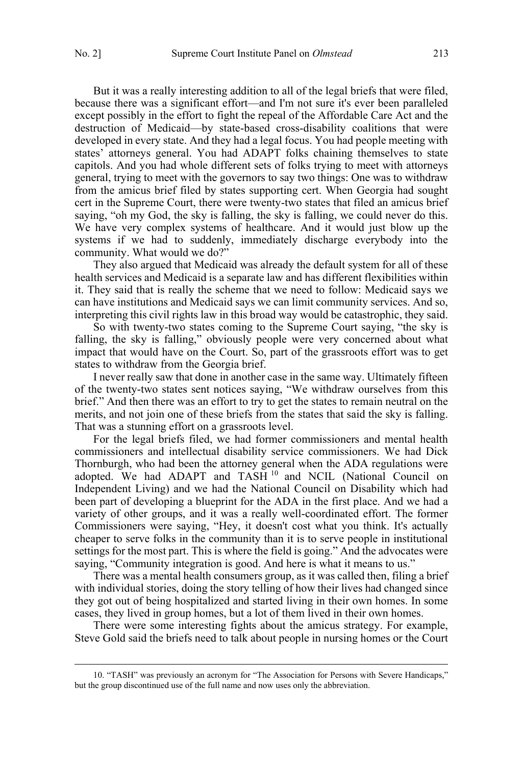But it was a really interesting addition to all of the legal briefs that were filed, because there was a significant effort—and I'm not sure it's ever been paralleled except possibly in the effort to fight the repeal of the Affordable Care Act and the destruction of Medicaid—by state-based cross-disability coalitions that were developed in every state. And they had a legal focus. You had people meeting with states' attorneys general. You had ADAPT folks chaining themselves to state capitols. And you had whole different sets of folks trying to meet with attorneys general, trying to meet with the governors to say two things: One was to withdraw from the amicus brief filed by states supporting cert. When Georgia had sought cert in the Supreme Court, there were twenty-two states that filed an amicus brief saying, "oh my God, the sky is falling, the sky is falling, we could never do this. We have very complex systems of healthcare. And it would just blow up the systems if we had to suddenly, immediately discharge everybody into the community. What would we do?"

They also argued that Medicaid was already the default system for all of these health services and Medicaid is a separate law and has different flexibilities within it. They said that is really the scheme that we need to follow: Medicaid says we can have institutions and Medicaid says we can limit community services. And so, interpreting this civil rights law in this broad way would be catastrophic, they said.

So with twenty-two states coming to the Supreme Court saying, "the sky is falling, the sky is falling," obviously people were very concerned about what impact that would have on the Court. So, part of the grassroots effort was to get states to withdraw from the Georgia brief.

I never really saw that done in another case in the same way. Ultimately fifteen of the twenty-two states sent notices saying, "We withdraw ourselves from this brief." And then there was an effort to try to get the states to remain neutral on the merits, and not join one of these briefs from the states that said the sky is falling. That was a stunning effort on a grassroots level.

For the legal briefs filed, we had former commissioners and mental health commissioners and intellectual disability service commissioners. We had Dick Thornburgh, who had been the attorney general when the ADA regulations were adopted. We had ADAPT and TASH [10] and NCIL (National Council on Independent Living) and we had the National Council on Disability which had been part of developing a blueprint for the ADA in the first place. And we had a variety of other groups, and it was a really well-coordinated effort. The former Commissioners were saying, "Hey, it doesn't cost what you think. It's actually cheaper to serve folks in the community than it is to serve people in institutional settings for the most part. This is where the field is going." And the advocates were saying, "Community integration is good. And here is what it means to us."

There was a mental health consumers group, as it was called then, filing a brief with individual stories, doing the story telling of how their lives had changed since they got out of being hospitalized and started living in their own homes. In some cases, they lived in group homes, but a lot of them lived in their own homes.

There were some interesting fights about the amicus strategy. For example, Steve Gold said the briefs need to talk about people in nursing homes or the Court

---

10. "TASH" was previously an acronym for "The Association for Persons with Severe Handicaps," but the group discontinued use of the full name and now uses only the abbreviation.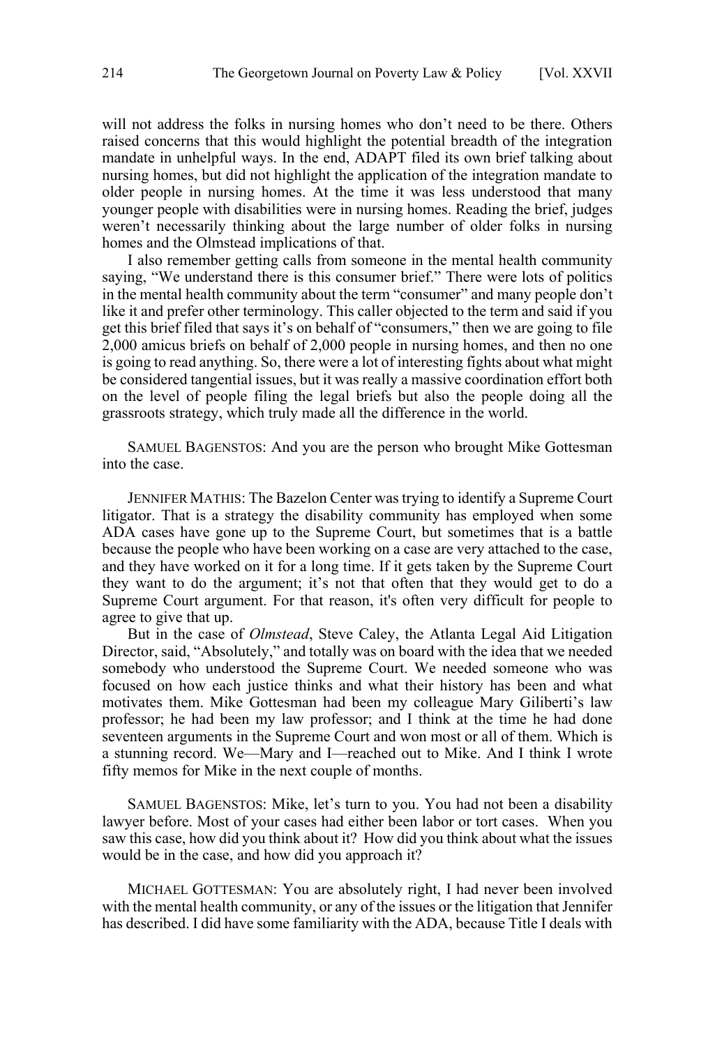will not address the folks in nursing homes who don't need to be there. Others raised concerns that this would highlight the potential breadth of the integration mandate in unhelpful ways. In the end, ADAPT filed its own brief talking about nursing homes, but did not highlight the application of the integration mandate to older people in nursing homes. At the time it was less understood that many younger people with disabilities were in nursing homes. Reading the brief, judges weren't necessarily thinking about the large number of older folks in nursing homes and the Olmstead implications of that.

I also remember getting calls from someone in the mental health community saying, "We understand there is this consumer brief." There were lots of politics in the mental health community about the term "consumer" and many people don't like it and prefer other terminology. This caller objected to the term and said if you get this brief filed that says it's on behalf of "consumers," then we are going to file 2,000 amicus briefs on behalf of 2,000 people in nursing homes, and then no one is going to read anything. So, there were a lot of interesting fights about what might be considered tangential issues, but it was really a massive coordination effort both on the level of people filing the legal briefs but also the people doing all the grassroots strategy, which truly made all the difference in the world.

SAMUEL BAGENSTOS: And you are the person who brought Mike Gottesman into the case.

JENNIFER MATHIS: The Bazelon Center was trying to identify a Supreme Court litigator. That is a strategy the disability community has employed when some ADA cases have gone up to the Supreme Court, but sometimes that is a battle because the people who have been working on a case are very attached to the case, and they have worked on it for a long time. If it gets taken by the Supreme Court they want to do the argument; it's not that often that they would get to do a Supreme Court argument. For that reason, it's often very difficult for people to agree to give that up.

But in the case of *Olmstead*, Steve Caley, the Atlanta Legal Aid Litigation Director, said, "Absolutely," and totally was on board with the idea that we needed somebody who understood the Supreme Court. We needed someone who was focused on how each justice thinks and what their history has been and what motivates them. Mike Gottesman had been my colleague Mary Giliberti's law professor; he had been my law professor; and I think at the time he had done seventeen arguments in the Supreme Court and won most or all of them. Which is a stunning record. We—Mary and I—reached out to Mike. And I think I wrote fifty memos for Mike in the next couple of months.

SAMUEL BAGENSTOS: Mike, let's turn to you. You had not been a disability lawyer before. Most of your cases had either been labor or tort cases. When you saw this case, how did you think about it? How did you think about what the issues would be in the case, and how did you approach it?

MICHAEL GOTTESMAN: You are absolutely right, I had never been involved with the mental health community, or any of the issues or the litigation that Jennifer has described. I did have some familiarity with the ADA, because Title I deals with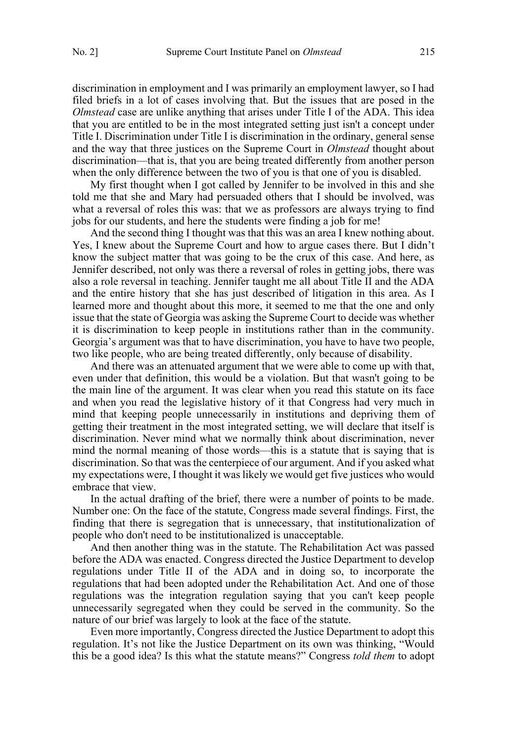discrimination in employment and I was primarily an employment lawyer, so I had filed briefs in a lot of cases involving that. But the issues that are posed in the *Olmstead* case are unlike anything that arises under Title I of the ADA. This idea that you are entitled to be in the most integrated setting just isn't a concept under Title I. Discrimination under Title I is discrimination in the ordinary, general sense and the way that three justices on the Supreme Court in *Olmstead* thought about discrimination—that is, that you are being treated differently from another person when the only difference between the two of you is that one of you is disabled.

My first thought when I got called by Jennifer to be involved in this and she told me that she and Mary had persuaded others that I should be involved, was what a reversal of roles this was: that we as professors are always trying to find jobs for our students, and here the students were finding a job for me!

And the second thing I thought was that this was an area I knew nothing about. Yes, I knew about the Supreme Court and how to argue cases there. But I didn't know the subject matter that was going to be the crux of this case. And here, as Jennifer described, not only was there a reversal of roles in getting jobs, there was also a role reversal in teaching. Jennifer taught me all about Title II and the ADA and the entire history that she has just described of litigation in this area. As I learned more and thought about this more, it seemed to me that the one and only issue that the state of Georgia was asking the Supreme Court to decide was whether it is discrimination to keep people in institutions rather than in the community. Georgia's argument was that to have discrimination, you have to have two people, two like people, who are being treated differently, only because of disability.

And there was an attenuated argument that we were able to come up with that, even under that definition, this would be a violation. But that wasn't going to be the main line of the argument. It was clear when you read this statute on its face and when you read the legislative history of it that Congress had very much in mind that keeping people unnecessarily in institutions and depriving them of getting their treatment in the most integrated setting, we will declare that itself is discrimination. Never mind what we normally think about discrimination, never mind the normal meaning of those words—this is a statute that is saying that is discrimination. So that was the centerpiece of our argument. And if you asked what my expectations were, I thought it was likely we would get five justices who would embrace that view.

In the actual drafting of the brief, there were a number of points to be made. Number one: On the face of the statute, Congress made several findings. First, the finding that there is segregation that is unnecessary, that institutionalization of people who don't need to be institutionalized is unacceptable.

And then another thing was in the statute. The Rehabilitation Act was passed before the ADA was enacted. Congress directed the Justice Department to develop regulations under Title II of the ADA and in doing so, to incorporate the regulations that had been adopted under the Rehabilitation Act. And one of those regulations was the integration regulation saying that you can't keep people unnecessarily segregated when they could be served in the community. So the nature of our brief was largely to look at the face of the statute.

Even more importantly, Congress directed the Justice Department to adopt this regulation. It's not like the Justice Department on its own was thinking, "Would this be a good idea? Is this what the statute means?" Congress *told them* to adopt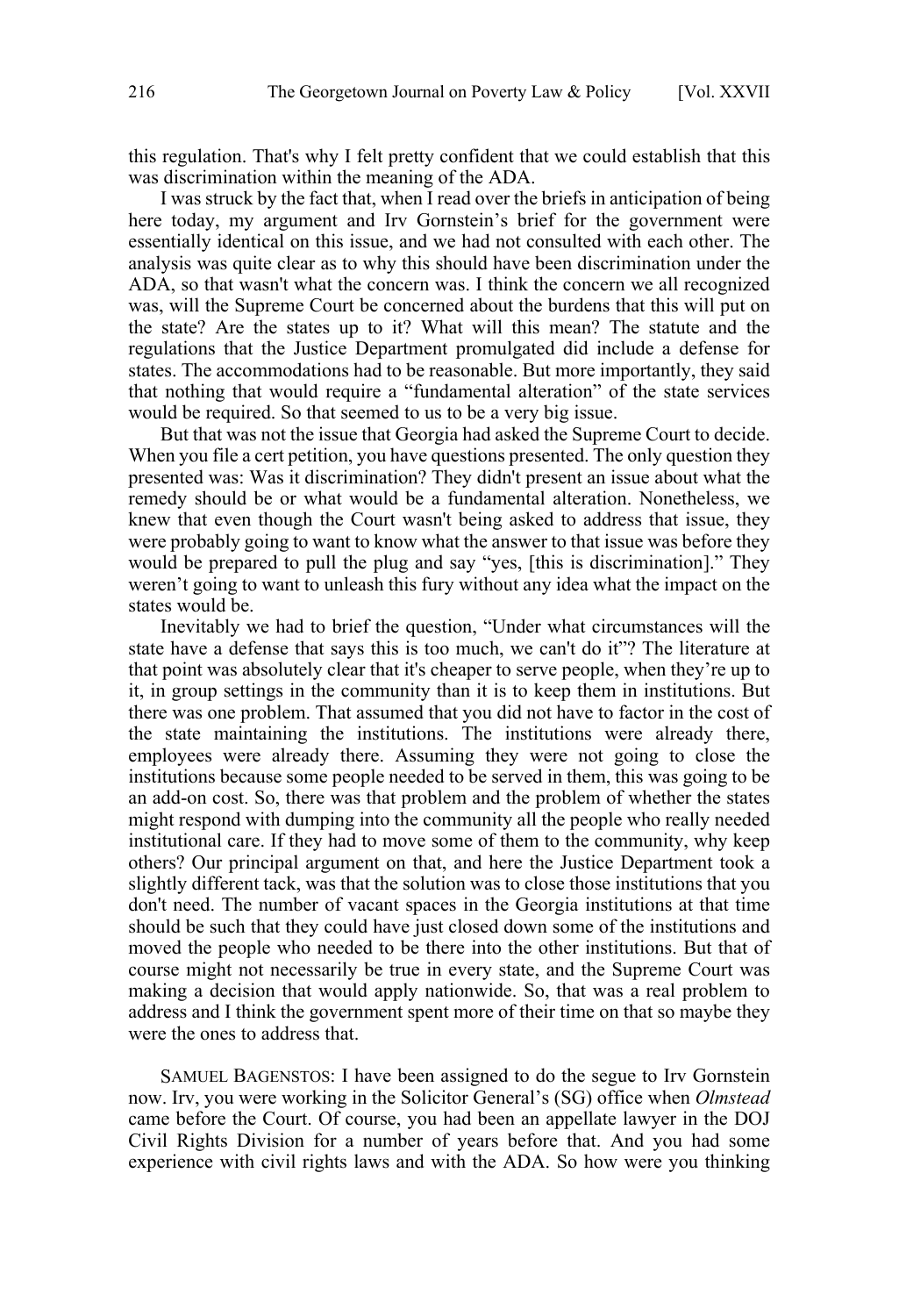this regulation. That's why I felt pretty confident that we could establish that this was discrimination within the meaning of the ADA.

I was struck by the fact that, when I read over the briefs in anticipation of being here today, my argument and Irv Gornstein's brief for the government were essentially identical on this issue, and we had not consulted with each other. The analysis was quite clear as to why this should have been discrimination under the ADA, so that wasn't what the concern was. I think the concern we all recognized was, will the Supreme Court be concerned about the burdens that this will put on the state? Are the states up to it? What will this mean? The statute and the regulations that the Justice Department promulgated did include a defense for states. The accommodations had to be reasonable. But more importantly, they said that nothing that would require a "fundamental alteration" of the state services would be required. So that seemed to us to be a very big issue.

But that was not the issue that Georgia had asked the Supreme Court to decide. When you file a cert petition, you have questions presented. The only question they presented was: Was it discrimination? They didn't present an issue about what the remedy should be or what would be a fundamental alteration. Nonetheless, we knew that even though the Court wasn't being asked to address that issue, they were probably going to want to know what the answer to that issue was before they would be prepared to pull the plug and say "yes, [this is discrimination]." They weren't going to want to unleash this fury without any idea what the impact on the states would be.

Inevitably we had to brief the question, "Under what circumstances will the state have a defense that says this is too much, we can't do it"? The literature at that point was absolutely clear that it's cheaper to serve people, when they're up to it, in group settings in the community than it is to keep them in institutions. But there was one problem. That assumed that you did not have to factor in the cost of the state maintaining the institutions. The institutions were already there, employees were already there. Assuming they were not going to close the institutions because some people needed to be served in them, this was going to be an add-on cost. So, there was that problem and the problem of whether the states might respond with dumping into the community all the people who really needed institutional care. If they had to move some of them to the community, why keep others? Our principal argument on that, and here the Justice Department took a slightly different tack, was that the solution was to close those institutions that you don't need. The number of vacant spaces in the Georgia institutions at that time should be such that they could have just closed down some of the institutions and moved the people who needed to be there into the other institutions. But that of course might not necessarily be true in every state, and the Supreme Court was making a decision that would apply nationwide. So, that was a real problem to address and I think the government spent more of their time on that so maybe they were the ones to address that.

SAMUEL BAGENSTOS: I have been assigned to do the segue to Irv Gornstein now. Irv, you were working in the Solicitor General's (SG) office when *Olmstead* came before the Court. Of course, you had been an appellate lawyer in the DOJ Civil Rights Division for a number of years before that. And you had some experience with civil rights laws and with the ADA. So how were you thinking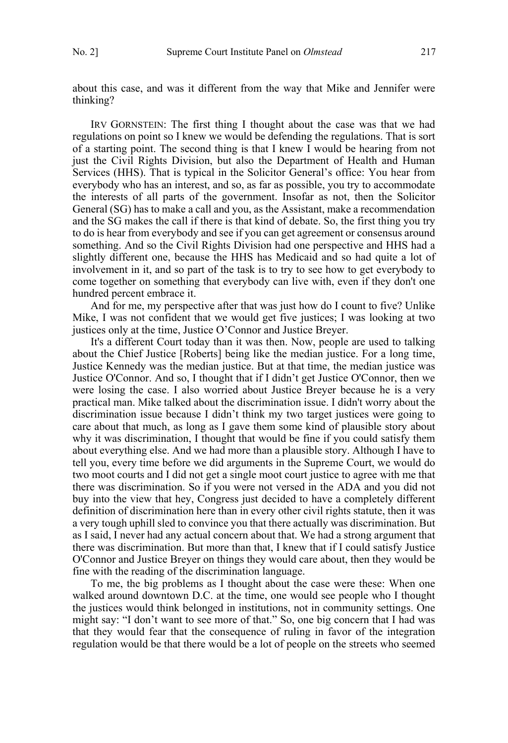about this case, and was it different from the way that Mike and Jennifer were thinking?

IRV GORNSTEIN: The first thing I thought about the case was that we had regulations on point so I knew we would be defending the regulations. That is sort of a starting point. The second thing is that I knew I would be hearing from not just the Civil Rights Division, but also the Department of Health and Human Services (HHS). That is typical in the Solicitor General's office: You hear from everybody who has an interest, and so, as far as possible, you try to accommodate the interests of all parts of the government. Insofar as not, then the Solicitor General (SG) has to make a call and you, as the Assistant, make a recommendation and the SG makes the call if there is that kind of debate. So, the first thing you try to do is hear from everybody and see if you can get agreement or consensus around something. And so the Civil Rights Division had one perspective and HHS had a slightly different one, because the HHS has Medicaid and so had quite a lot of involvement in it, and so part of the task is to try to see how to get everybody to come together on something that everybody can live with, even if they don't one hundred percent embrace it.

And for me, my perspective after that was just how do I count to five? Unlike Mike, I was not confident that we would get five justices; I was looking at two justices only at the time, Justice O'Connor and Justice Breyer.

It's a different Court today than it was then. Now, people are used to talking about the Chief Justice [Roberts] being like the median justice. For a long time, Justice Kennedy was the median justice. But at that time, the median justice was Justice O'Connor. And so, I thought that if I didn't get Justice O'Connor, then we were losing the case. I also worried about Justice Breyer because he is a very practical man. Mike talked about the discrimination issue. I didn't worry about the discrimination issue because I didn't think my two target justices were going to care about that much, as long as I gave them some kind of plausible story about why it was discrimination, I thought that would be fine if you could satisfy them about everything else. And we had more than a plausible story. Although I have to tell you, every time before we did arguments in the Supreme Court, we would do two moot courts and I did not get a single moot court justice to agree with me that there was discrimination. So if you were not versed in the ADA and you did not buy into the view that hey, Congress just decided to have a completely different definition of discrimination here than in every other civil rights statute, then it was a very tough uphill sled to convince you that there actually was discrimination. But as I said, I never had any actual concern about that. We had a strong argument that there was discrimination. But more than that, I knew that if I could satisfy Justice O'Connor and Justice Breyer on things they would care about, then they would be fine with the reading of the discrimination language.

To me, the big problems as I thought about the case were these: When one walked around downtown D.C. at the time, one would see people who I thought the justices would think belonged in institutions, not in community settings. One might say: "I don't want to see more of that." So, one big concern that I had was that they would fear that the consequence of ruling in favor of the integration regulation would be that there would be a lot of people on the streets who seemed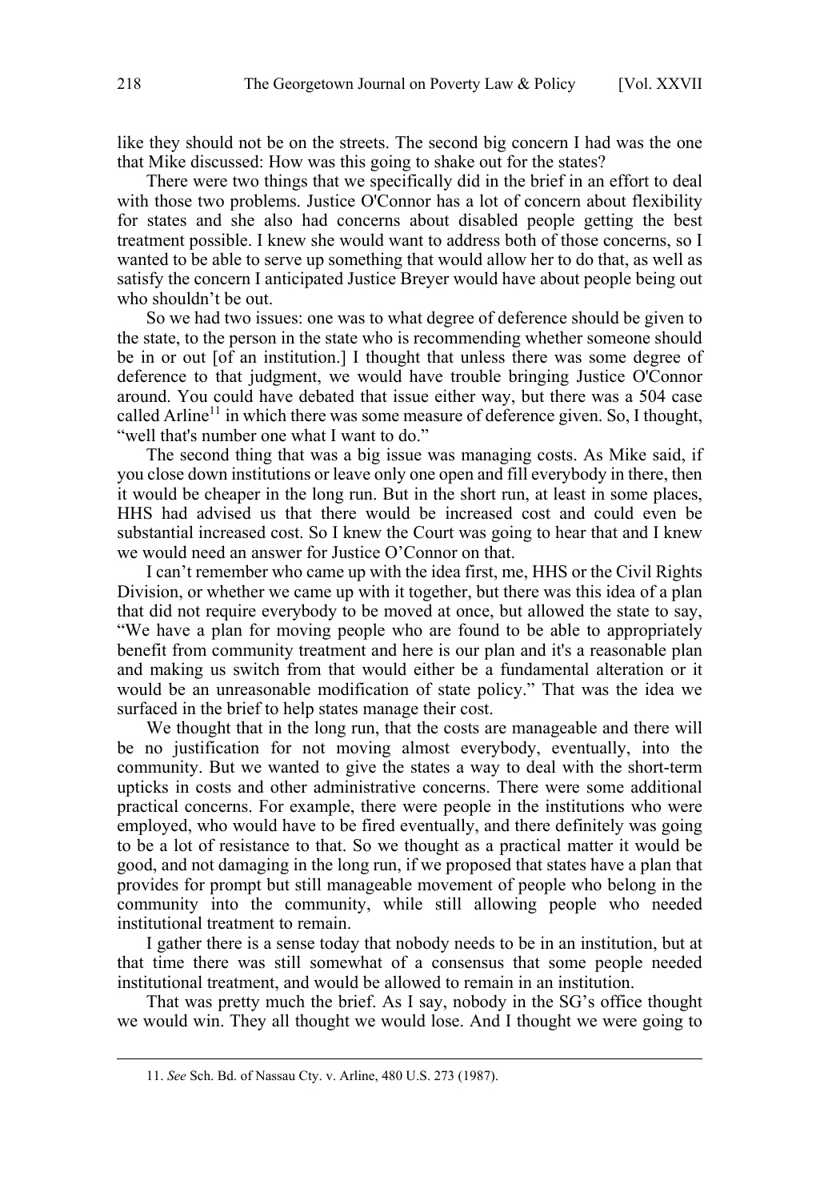like they should not be on the streets. The second big concern I had was the one that Mike discussed: How was this going to shake out for the states?

There were two things that we specifically did in the brief in an effort to deal with those two problems. Justice O'Connor has a lot of concern about flexibility for states and she also had concerns about disabled people getting the best treatment possible. I knew she would want to address both of those concerns, so I wanted to be able to serve up something that would allow her to do that, as well as satisfy the concern I anticipated Justice Breyer would have about people being out who shouldn't be out.

So we had two issues: one was to what degree of deference should be given to the state, to the person in the state who is recommending whether someone should be in or out [of an institution.] I thought that unless there was some degree of deference to that judgment, we would have trouble bringing Justice O'Connor around. You could have debated that issue either way, but there was a 504 case called Arline[11] in which there was some measure of deference given. So, I thought, "well that's number one what I want to do."

The second thing that was a big issue was managing costs. As Mike said, if you close down institutions or leave only one open and fill everybody in there, then it would be cheaper in the long run. But in the short run, at least in some places, HHS had advised us that there would be increased cost and could even be substantial increased cost. So I knew the Court was going to hear that and I knew we would need an answer for Justice O'Connor on that.

I can't remember who came up with the idea first, me, HHS or the Civil Rights Division, or whether we came up with it together, but there was this idea of a plan that did not require everybody to be moved at once, but allowed the state to say, "We have a plan for moving people who are found to be able to appropriately benefit from community treatment and here is our plan and it's a reasonable plan and making us switch from that would either be a fundamental alteration or it would be an unreasonable modification of state policy." That was the idea we surfaced in the brief to help states manage their cost.

We thought that in the long run, that the costs are manageable and there will be no justification for not moving almost everybody, eventually, into the community. But we wanted to give the states a way to deal with the short-term upticks in costs and other administrative concerns. There were some additional practical concerns. For example, there were people in the institutions who were employed, who would have to be fired eventually, and there definitely was going to be a lot of resistance to that. So we thought as a practical matter it would be good, and not damaging in the long run, if we proposed that states have a plan that provides for prompt but still manageable movement of people who belong in the community into the community, while still allowing people who needed institutional treatment to remain.

I gather there is a sense today that nobody needs to be in an institution, but at that time there was still somewhat of a consensus that some people needed institutional treatment, and would be allowed to remain in an institution.

That was pretty much the brief. As I say, nobody in the SG's office thought we would win. They all thought we would lose. And I thought we were going to

11. *See* Sch. Bd. of Nassau Cty. v. Arline, 480 U.S. 273 (1987).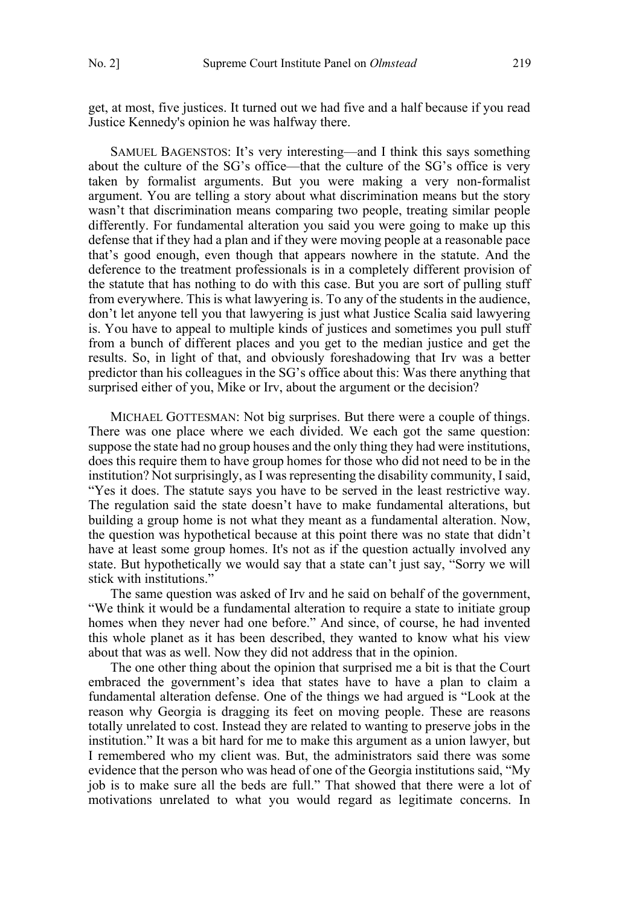get, at most, five justices. It turned out we had five and a half because if you read Justice Kennedy's opinion he was halfway there.

SAMUEL BAGENSTOS: It's very interesting—and I think this says something about the culture of the SG's office—that the culture of the SG's office is very taken by formalist arguments. But you were making a very non-formalist argument. You are telling a story about what discrimination means but the story wasn't that discrimination means comparing two people, treating similar people differently. For fundamental alteration you said you were going to make up this defense that if they had a plan and if they were moving people at a reasonable pace that's good enough, even though that appears nowhere in the statute. And the deference to the treatment professionals is in a completely different provision of the statute that has nothing to do with this case. But you are sort of pulling stuff from everywhere. This is what lawyering is. To any of the students in the audience, don't let anyone tell you that lawyering is just what Justice Scalia said lawyering is. You have to appeal to multiple kinds of justices and sometimes you pull stuff from a bunch of different places and you get to the median justice and get the results. So, in light of that, and obviously foreshadowing that Irv was a better predictor than his colleagues in the SG's office about this: Was there anything that surprised either of you, Mike or Irv, about the argument or the decision?

MICHAEL GOTTESMAN: Not big surprises. But there were a couple of things. There was one place where we each divided. We each got the same question: suppose the state had no group houses and the only thing they had were institutions, does this require them to have group homes for those who did not need to be in the institution? Not surprisingly, as I was representing the disability community, I said, "Yes it does. The statute says you have to be served in the least restrictive way. The regulation said the state doesn't have to make fundamental alterations, but building a group home is not what they meant as a fundamental alteration. Now, the question was hypothetical because at this point there was no state that didn't have at least some group homes. It's not as if the question actually involved any state. But hypothetically we would say that a state can't just say, "Sorry we will stick with institutions."

The same question was asked of Irv and he said on behalf of the government, "We think it would be a fundamental alteration to require a state to initiate group homes when they never had one before." And since, of course, he had invented this whole planet as it has been described, they wanted to know what his view about that was as well. Now they did not address that in the opinion.

The one other thing about the opinion that surprised me a bit is that the Court embraced the government's idea that states have to have a plan to claim a fundamental alteration defense. One of the things we had argued is "Look at the reason why Georgia is dragging its feet on moving people. These are reasons totally unrelated to cost. Instead they are related to wanting to preserve jobs in the institution." It was a bit hard for me to make this argument as a union lawyer, but I remembered who my client was. But, the administrators said there was some evidence that the person who was head of one of the Georgia institutions said, "My job is to make sure all the beds are full." That showed that there were a lot of motivations unrelated to what you would regard as legitimate concerns. In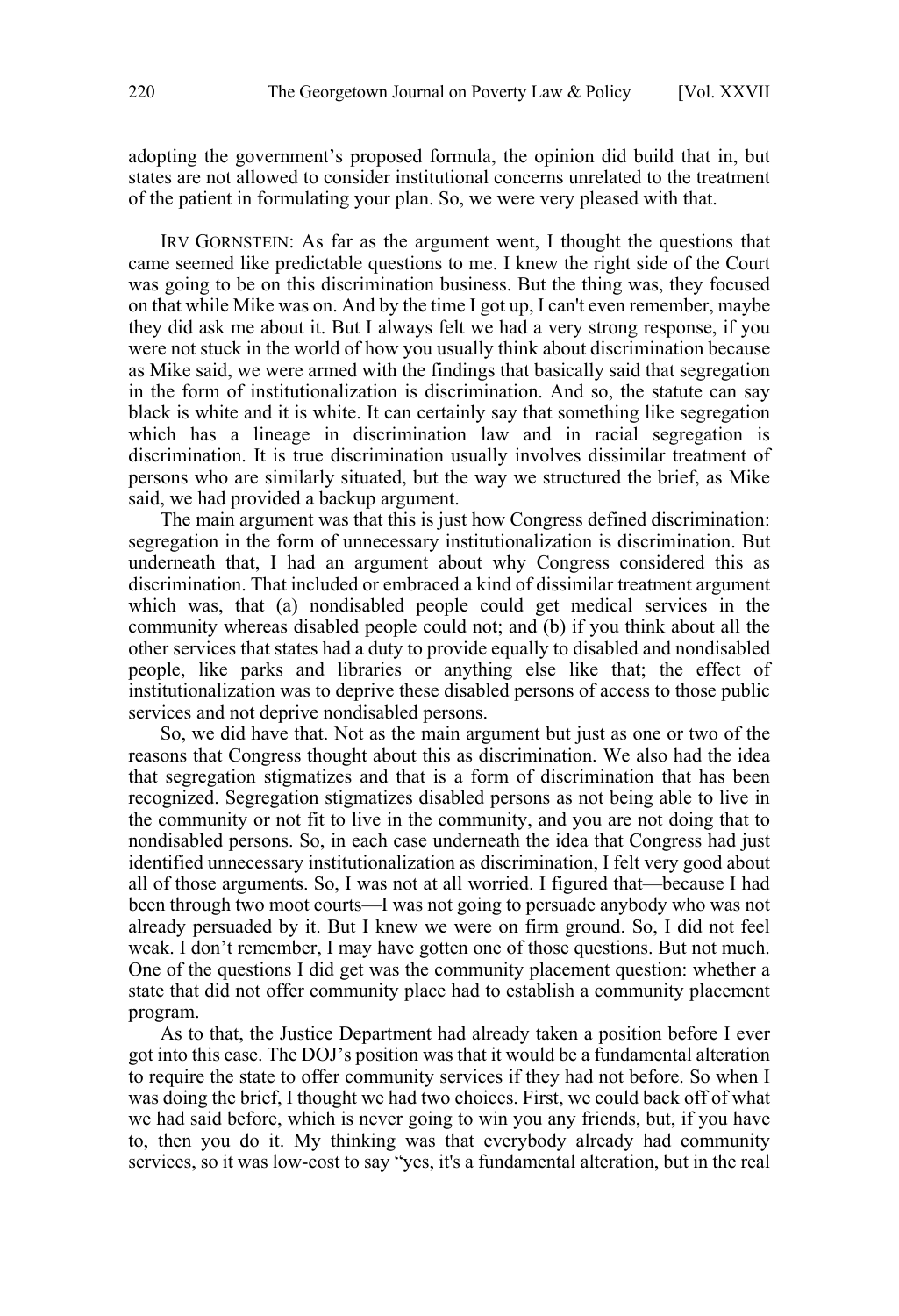adopting the government's proposed formula, the opinion did build that in, but states are not allowed to consider institutional concerns unrelated to the treatment of the patient in formulating your plan. So, we were very pleased with that.

IRV GORNSTEIN: As far as the argument went, I thought the questions that came seemed like predictable questions to me. I knew the right side of the Court was going to be on this discrimination business. But the thing was, they focused on that while Mike was on. And by the time I got up, I can't even remember, maybe they did ask me about it. But I always felt we had a very strong response, if you were not stuck in the world of how you usually think about discrimination because as Mike said, we were armed with the findings that basically said that segregation in the form of institutionalization is discrimination. And so, the statute can say black is white and it is white. It can certainly say that something like segregation which has a lineage in discrimination law and in racial segregation is discrimination. It is true discrimination usually involves dissimilar treatment of persons who are similarly situated, but the way we structured the brief, as Mike said, we had provided a backup argument.

The main argument was that this is just how Congress defined discrimination: segregation in the form of unnecessary institutionalization is discrimination. But underneath that, I had an argument about why Congress considered this as discrimination. That included or embraced a kind of dissimilar treatment argument which was, that (a) nondisabled people could get medical services in the community whereas disabled people could not; and (b) if you think about all the other services that states had a duty to provide equally to disabled and nondisabled people, like parks and libraries or anything else like that; the effect of institutionalization was to deprive these disabled persons of access to those public services and not deprive nondisabled persons.

So, we did have that. Not as the main argument but just as one or two of the reasons that Congress thought about this as discrimination. We also had the idea that segregation stigmatizes and that is a form of discrimination that has been recognized. Segregation stigmatizes disabled persons as not being able to live in the community or not fit to live in the community, and you are not doing that to nondisabled persons. So, in each case underneath the idea that Congress had just identified unnecessary institutionalization as discrimination, I felt very good about all of those arguments. So, I was not at all worried. I figured that—because I had been through two moot courts—I was not going to persuade anybody who was not already persuaded by it. But I knew we were on firm ground. So, I did not feel weak. I don't remember, I may have gotten one of those questions. But not much. One of the questions I did get was the community placement question: whether a state that did not offer community place had to establish a community placement program.

As to that, the Justice Department had already taken a position before I ever got into this case. The DOJ's position was that it would be a fundamental alteration to require the state to offer community services if they had not before. So when I was doing the brief, I thought we had two choices. First, we could back off of what we had said before, which is never going to win you any friends, but, if you have to, then you do it. My thinking was that everybody already had community services, so it was low-cost to say "yes, it's a fundamental alteration, but in the real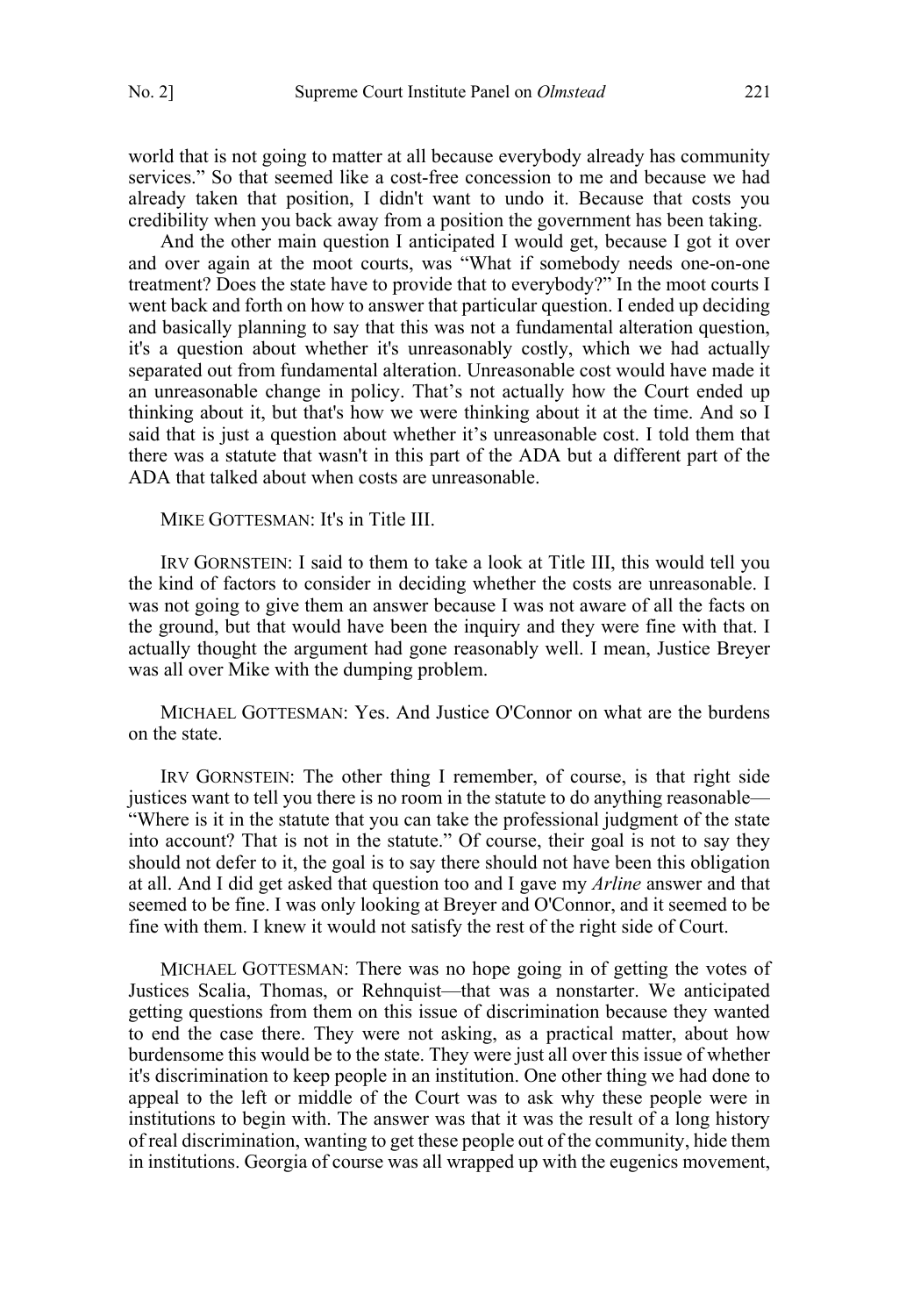world that is not going to matter at all because everybody already has community services." So that seemed like a cost-free concession to me and because we had already taken that position, I didn't want to undo it. Because that costs you credibility when you back away from a position the government has been taking.

And the other main question I anticipated I would get, because I got it over and over again at the moot courts, was "What if somebody needs one-on-one treatment? Does the state have to provide that to everybody?" In the moot courts I went back and forth on how to answer that particular question. I ended up deciding and basically planning to say that this was not a fundamental alteration question, it's a question about whether it's unreasonably costly, which we had actually separated out from fundamental alteration. Unreasonable cost would have made it an unreasonable change in policy. That's not actually how the Court ended up thinking about it, but that's how we were thinking about it at the time. And so I said that is just a question about whether it's unreasonable cost. I told them that there was a statute that wasn't in this part of the ADA but a different part of the ADA that talked about when costs are unreasonable.

MIKE GOTTESMAN: It's in Title III.

IRV GORNSTEIN: I said to them to take a look at Title III, this would tell you the kind of factors to consider in deciding whether the costs are unreasonable. I was not going to give them an answer because I was not aware of all the facts on the ground, but that would have been the inquiry and they were fine with that. I actually thought the argument had gone reasonably well. I mean, Justice Breyer was all over Mike with the dumping problem.

MICHAEL GOTTESMAN: Yes. And Justice O'Connor on what are the burdens on the state.

IRV GORNSTEIN: The other thing I remember, of course, is that right side justices want to tell you there is no room in the statute to do anything reasonable—"Where is it in the statute that you can take the professional judgment of the state into account? That is not in the statute." Of course, their goal is not to say they should not defer to it, the goal is to say there should not have been this obligation at all. And I did get asked that question too and I gave my *Arline* answer and that seemed to be fine. I was only looking at Breyer and O'Connor, and it seemed to be fine with them. I knew it would not satisfy the rest of the right side of Court.

MICHAEL GOTTESMAN: There was no hope going in of getting the votes of Justices Scalia, Thomas, or Rehnquist—that was a nonstarter. We anticipated getting questions from them on this issue of discrimination because they wanted to end the case there. They were not asking, as a practical matter, about how burdensome this would be to the state. They were just all over this issue of whether it's discrimination to keep people in an institution. One other thing we had done to appeal to the left or middle of the Court was to ask why these people were in institutions to begin with. The answer was that it was the result of a long history of real discrimination, wanting to get these people out of the community, hide them in institutions. Georgia of course was all wrapped up with the eugenics movement,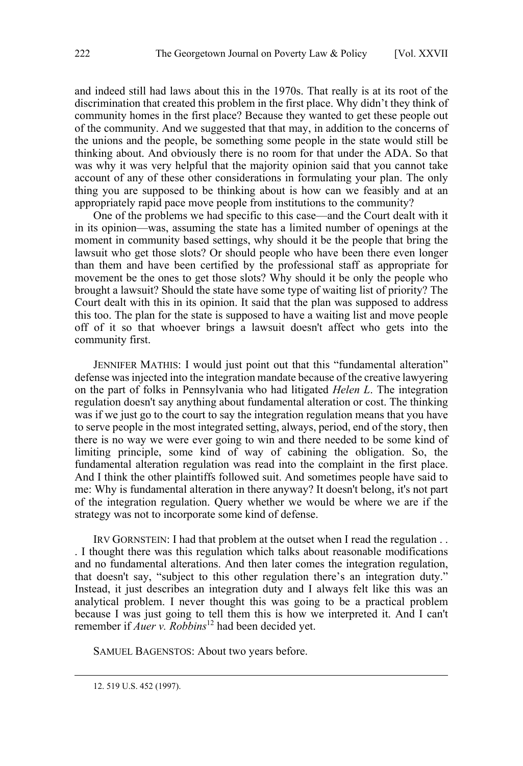and indeed still had laws about this in the 1970s. That really is at its root of the discrimination that created this problem in the first place. Why didn't they think of community homes in the first place? Because they wanted to get these people out of the community. And we suggested that that may, in addition to the concerns of the unions and the people, be something some people in the state would still be thinking about. And obviously there is no room for that under the ADA. So that was why it was very helpful that the majority opinion said that you cannot take account of any of these other considerations in formulating your plan. The only thing you are supposed to be thinking about is how can we feasibly and at an appropriately rapid pace move people from institutions to the community?

One of the problems we had specific to this case—and the Court dealt with it in its opinion—was, assuming the state has a limited number of openings at the moment in community based settings, why should it be the people that bring the lawsuit who get those slots? Or should people who have been there even longer than them and have been certified by the professional staff as appropriate for movement be the ones to get those slots? Why should it be only the people who brought a lawsuit? Should the state have some type of waiting list of priority? The Court dealt with this in its opinion. It said that the plan was supposed to address this too. The plan for the state is supposed to have a waiting list and move people off of it so that whoever brings a lawsuit doesn't affect who gets into the community first.

JENNIFER MATHIS: I would just point out that this "fundamental alteration" defense was injected into the integration mandate because of the creative lawyering on the part of folks in Pennsylvania who had litigated *Helen L*. The integration regulation doesn't say anything about fundamental alteration or cost. The thinking was if we just go to the court to say the integration regulation means that you have to serve people in the most integrated setting, always, period, end of the story, then there is no way we were ever going to win and there needed to be some kind of limiting principle, some kind of way of cabining the obligation. So, the fundamental alteration regulation was read into the complaint in the first place. And I think the other plaintiffs followed suit. And sometimes people have said to me: Why is fundamental alteration in there anyway? It doesn't belong, it's not part of the integration regulation. Query whether we would be where we are if the strategy was not to incorporate some kind of defense.

IRV GORNSTEIN: I had that problem at the outset when I read the regulation . . . I thought there was this regulation which talks about reasonable modifications and no fundamental alterations. And then later comes the integration regulation, that doesn't say, "subject to this other regulation there's an integration duty." Instead, it just describes an integration duty and I always felt like this was an analytical problem. I never thought this was going to be a practical problem because I was just going to tell them this is how we interpreted it. And I can't remember if *Auer v. Robbins*[12] had been decided yet.

SAMUEL BAGENSTOS: About two years before.

12. 519 U.S. 452 (1997).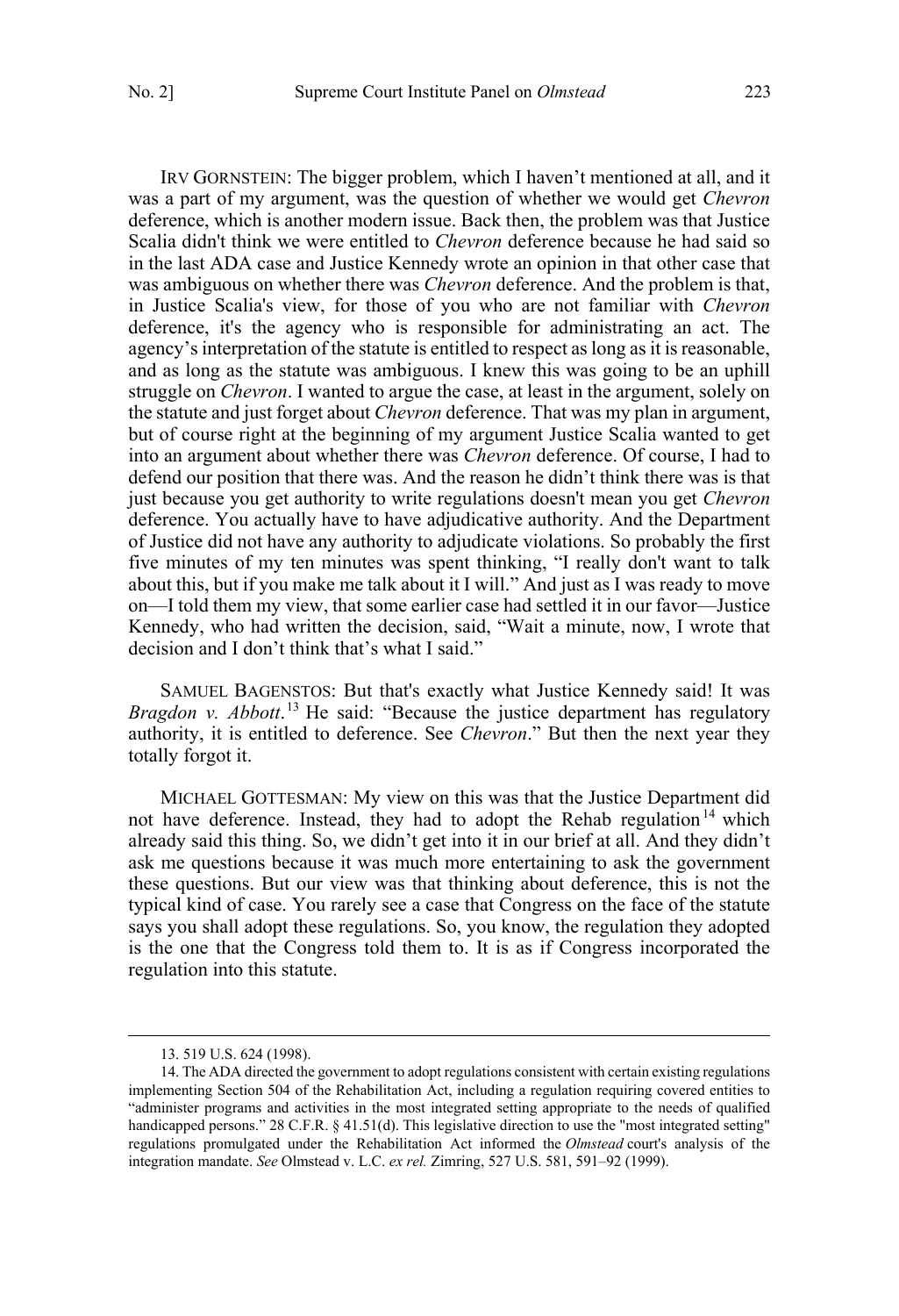IRV GORNSTEIN: The bigger problem, which I haven't mentioned at all, and it was a part of my argument, was the question of whether we would get *Chevron* deference, which is another modern issue. Back then, the problem was that Justice Scalia didn't think we were entitled to *Chevron* deference because he had said so in the last ADA case and Justice Kennedy wrote an opinion in that other case that was ambiguous on whether there was *Chevron* deference. And the problem is that, in Justice Scalia's view, for those of you who are not familiar with *Chevron* deference, it's the agency who is responsible for administrating an act. The agency's interpretation of the statute is entitled to respect as long as it is reasonable, and as long as the statute was ambiguous. I knew this was going to be an uphill struggle on *Chevron*. I wanted to argue the case, at least in the argument, solely on the statute and just forget about *Chevron* deference. That was my plan in argument, but of course right at the beginning of my argument Justice Scalia wanted to get into an argument about whether there was *Chevron* deference. Of course, I had to defend our position that there was. And the reason he didn't think there was is that just because you get authority to write regulations doesn't mean you get *Chevron* deference. You actually have to have adjudicative authority. And the Department of Justice did not have any authority to adjudicate violations. So probably the first five minutes of my ten minutes was spent thinking, "I really don't want to talk about this, but if you make me talk about it I will." And just as I was ready to move on—I told them my view, that some earlier case had settled it in our favor—Justice Kennedy, who had written the decision, said, "Wait a minute, now, I wrote that decision and I don't think that's what I said."

SAMUEL BAGENSTOS: But that's exactly what Justice Kennedy said! It was *Bragdon v. Abbott*.[13] He said: "Because the justice department has regulatory authority, it is entitled to deference. See *Chevron*." But then the next year they totally forgot it.

MICHAEL GOTTESMAN: My view on this was that the Justice Department did not have deference. Instead, they had to adopt the Rehab regulation[14] which already said this thing. So, we didn't get into it in our brief at all. And they didn't ask me questions because it was much more entertaining to ask the government these questions. But our view was that thinking about deference, this is not the typical kind of case. You rarely see a case that Congress on the face of the statute says you shall adopt these regulations. So, you know, the regulation they adopted is the one that the Congress told them to. It is as if Congress incorporated the regulation into this statute.

---

13. 519 U.S. 624 (1998).

14. The ADA directed the government to adopt regulations consistent with certain existing regulations implementing Section 504 of the Rehabilitation Act, including a regulation requiring covered entities to "administer programs and activities in the most integrated setting appropriate to the needs of qualified handicapped persons." 28 C.F.R. § 41.51(d). This legislative direction to use the "most integrated setting" regulations promulgated under the Rehabilitation Act informed the *Olmstead* court's analysis of the integration mandate. *See* Olmstead v. L.C. *ex rel.* Zimring, 527 U.S. 581, 591–92 (1999).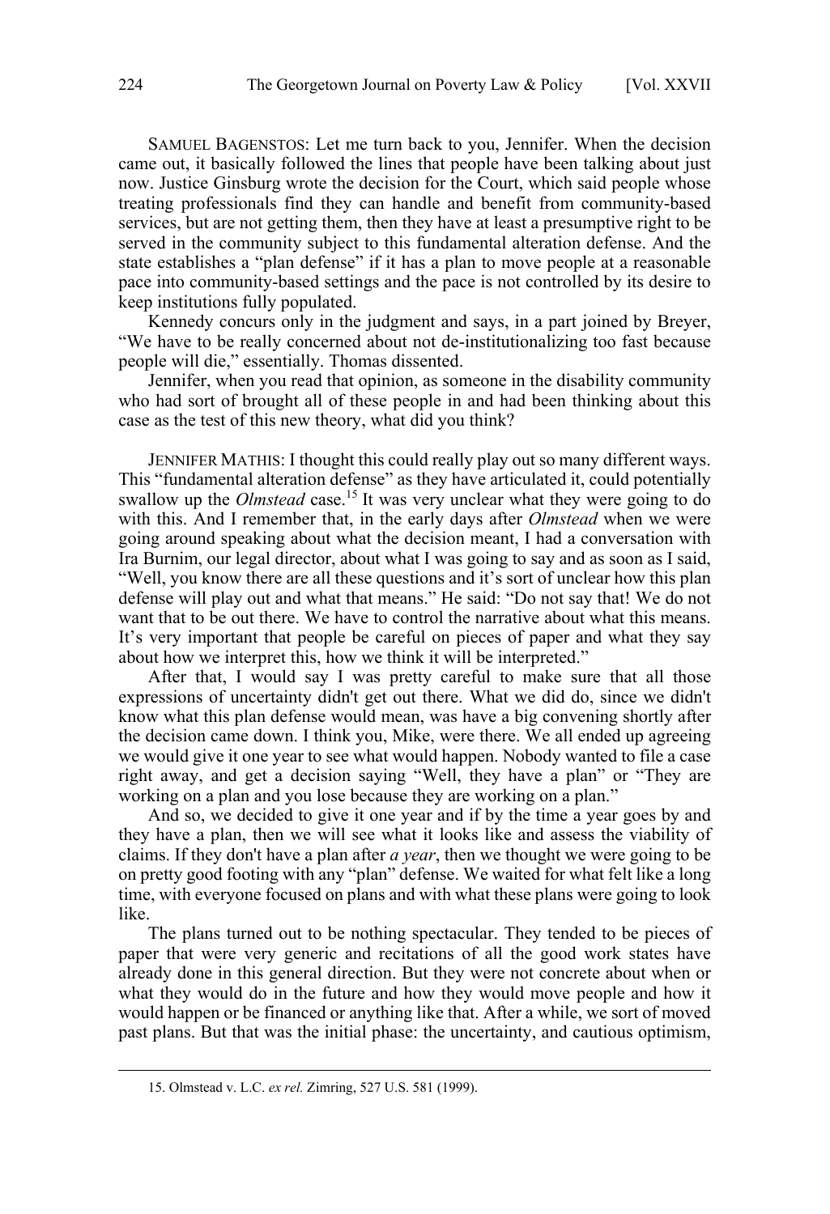SAMUEL BAGENSTOS: Let me turn back to you, Jennifer. When the decision came out, it basically followed the lines that people have been talking about just now. Justice Ginsburg wrote the decision for the Court, which said people whose treating professionals find they can handle and benefit from community-based services, but are not getting them, then they have at least a presumptive right to be served in the community subject to this fundamental alteration defense. And the state establishes a "plan defense" if it has a plan to move people at a reasonable pace into community-based settings and the pace is not controlled by its desire to keep institutions fully populated.

Kennedy concurs only in the judgment and says, in a part joined by Breyer, "We have to be really concerned about not de-institutionalizing too fast because people will die," essentially. Thomas dissented.

Jennifer, when you read that opinion, as someone in the disability community who had sort of brought all of these people in and had been thinking about this case as the test of this new theory, what did you think?

JENNIFER MATHIS: I thought this could really play out so many different ways. This "fundamental alteration defense" as they have articulated it, could potentially swallow up the *Olmstead* case.[15] It was very unclear what they were going to do with this. And I remember that, in the early days after *Olmstead* when we were going around speaking about what the decision meant, I had a conversation with Ira Burnim, our legal director, about what I was going to say and as soon as I said, "Well, you know there are all these questions and it's sort of unclear how this plan defense will play out and what that means." He said: "Do not say that! We do not want that to be out there. We have to control the narrative about what this means. It's very important that people be careful on pieces of paper and what they say about how we interpret this, how we think it will be interpreted."

After that, I would say I was pretty careful to make sure that all those expressions of uncertainty didn't get out there. What we did do, since we didn't know what this plan defense would mean, was have a big convening shortly after the decision came down. I think you, Mike, were there. We all ended up agreeing we would give it one year to see what would happen. Nobody wanted to file a case right away, and get a decision saying "Well, they have a plan" or "They are working on a plan and you lose because they are working on a plan."

And so, we decided to give it one year and if by the time a year goes by and they have a plan, then we will see what it looks like and assess the viability of claims. If they don't have a plan after *a year*, then we thought we were going to be on pretty good footing with any "plan" defense. We waited for what felt like a long time, with everyone focused on plans and with what these plans were going to look like.

The plans turned out to be nothing spectacular. They tended to be pieces of paper that were very generic and recitations of all the good work states have already done in this general direction. But they were not concrete about when or what they would do in the future and how they would move people and how it would happen or be financed or anything like that. After a while, we sort of moved past plans. But that was the initial phase: the uncertainty, and cautious optimism,

15. Olmstead v. L.C. *ex rel.* Zimring, 527 U.S. 581 (1999).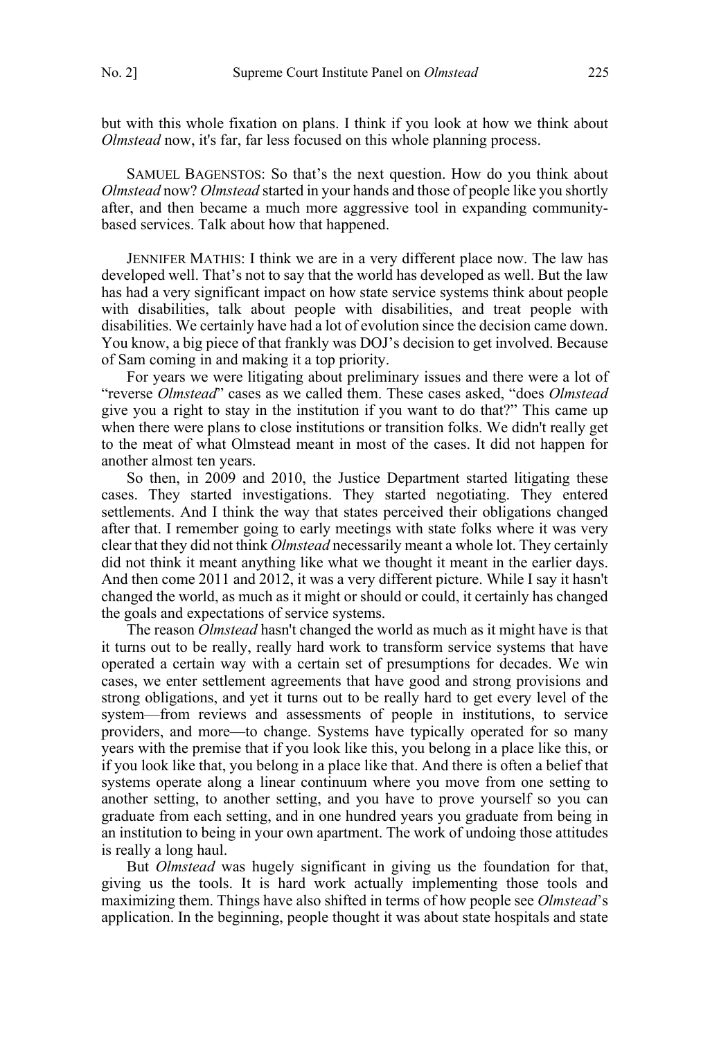but with this whole fixation on plans. I think if you look at how we think about *Olmstead* now, it's far, far less focused on this whole planning process.

SAMUEL BAGENSTOS: So that's the next question. How do you think about *Olmstead* now? *Olmstead* started in your hands and those of people like you shortly after, and then became a much more aggressive tool in expanding community-based services. Talk about how that happened.

JENNIFER MATHIS: I think we are in a very different place now. The law has developed well. That's not to say that the world has developed as well. But the law has had a very significant impact on how state service systems think about people with disabilities, talk about people with disabilities, and treat people with disabilities. We certainly have had a lot of evolution since the decision came down. You know, a big piece of that frankly was DOJ's decision to get involved. Because of Sam coming in and making it a top priority.

For years we were litigating about preliminary issues and there were a lot of "reverse *Olmstead*" cases as we called them. These cases asked, "does *Olmstead* give you a right to stay in the institution if you want to do that?" This came up when there were plans to close institutions or transition folks. We didn't really get to the meat of what Olmstead meant in most of the cases. It did not happen for another almost ten years.

So then, in 2009 and 2010, the Justice Department started litigating these cases. They started investigations. They started negotiating. They entered settlements. And I think the way that states perceived their obligations changed after that. I remember going to early meetings with state folks where it was very clear that they did not think *Olmstead* necessarily meant a whole lot. They certainly did not think it meant anything like what we thought it meant in the earlier days. And then come 2011 and 2012, it was a very different picture. While I say it hasn't changed the world, as much as it might or should or could, it certainly has changed the goals and expectations of service systems.

The reason *Olmstead* hasn't changed the world as much as it might have is that it turns out to be really, really hard work to transform service systems that have operated a certain way with a certain set of presumptions for decades. We win cases, we enter settlement agreements that have good and strong provisions and strong obligations, and yet it turns out to be really hard to get every level of the system—from reviews and assessments of people in institutions, to service providers, and more—to change. Systems have typically operated for so many years with the premise that if you look like this, you belong in a place like this, or if you look like that, you belong in a place like that. And there is often a belief that systems operate along a linear continuum where you move from one setting to another setting, to another setting, and you have to prove yourself so you can graduate from each setting, and in one hundred years you graduate from being in an institution to being in your own apartment. The work of undoing those attitudes is really a long haul.

But *Olmstead* was hugely significant in giving us the foundation for that, giving us the tools. It is hard work actually implementing those tools and maximizing them. Things have also shifted in terms of how people see *Olmstead*'s application. In the beginning, people thought it was about state hospitals and state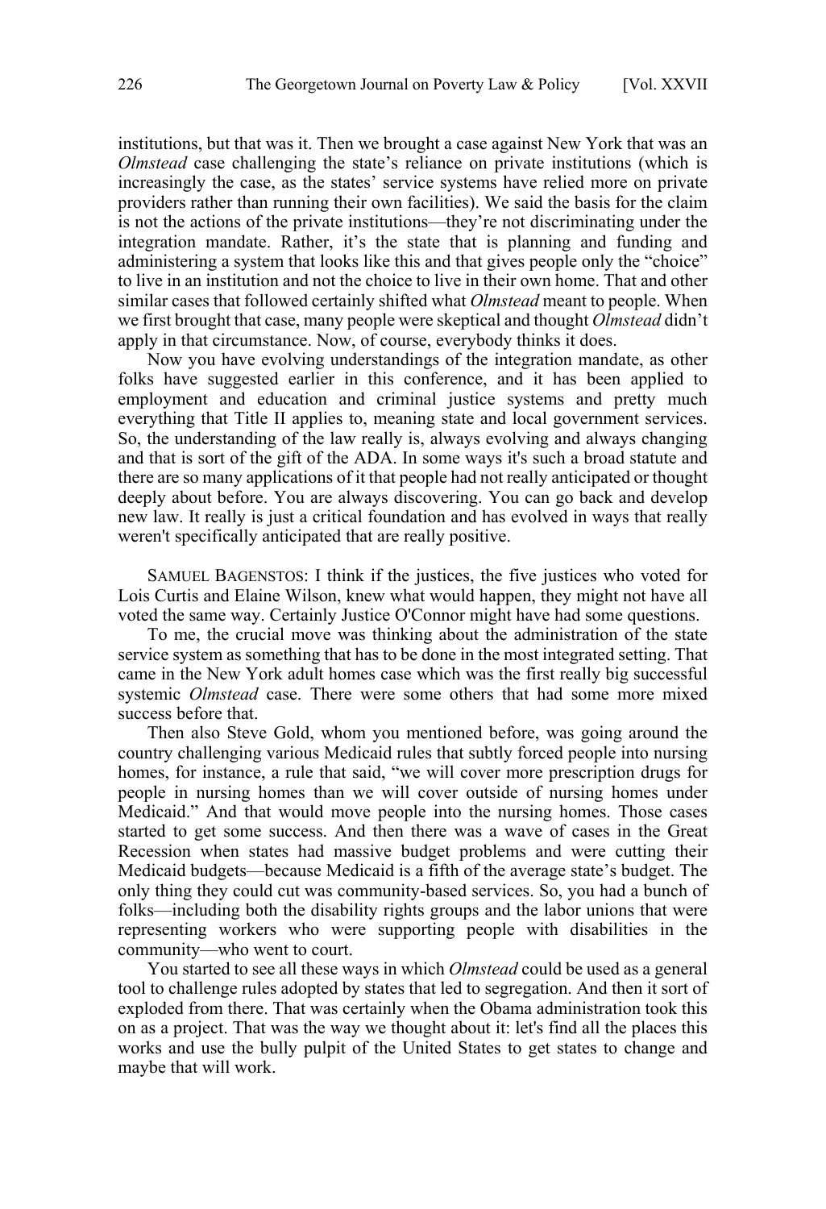institutions, but that was it. Then we brought a case against New York that was an *Olmstead* case challenging the state's reliance on private institutions (which is increasingly the case, as the states' service systems have relied more on private providers rather than running their own facilities). We said the basis for the claim is not the actions of the private institutions—they're not discriminating under the integration mandate. Rather, it's the state that is planning and funding and administering a system that looks like this and that gives people only the "choice" to live in an institution and not the choice to live in their own home. That and other similar cases that followed certainly shifted what *Olmstead* meant to people. When we first brought that case, many people were skeptical and thought *Olmstead* didn't apply in that circumstance. Now, of course, everybody thinks it does.

Now you have evolving understandings of the integration mandate, as other folks have suggested earlier in this conference, and it has been applied to employment and education and criminal justice systems and pretty much everything that Title II applies to, meaning state and local government services. So, the understanding of the law really is, always evolving and always changing and that is sort of the gift of the ADA. In some ways it's such a broad statute and there are so many applications of it that people had not really anticipated or thought deeply about before. You are always discovering. You can go back and develop new law. It really is just a critical foundation and has evolved in ways that really weren't specifically anticipated that are really positive.

SAMUEL BAGENSTOS: I think if the justices, the five justices who voted for Lois Curtis and Elaine Wilson, knew what would happen, they might not have all voted the same way. Certainly Justice O'Connor might have had some questions.

To me, the crucial move was thinking about the administration of the state service system as something that has to be done in the most integrated setting. That came in the New York adult homes case which was the first really big successful systemic *Olmstead* case. There were some others that had some more mixed success before that.

Then also Steve Gold, whom you mentioned before, was going around the country challenging various Medicaid rules that subtly forced people into nursing homes, for instance, a rule that said, "we will cover more prescription drugs for people in nursing homes than we will cover outside of nursing homes under Medicaid." And that would move people into the nursing homes. Those cases started to get some success. And then there was a wave of cases in the Great Recession when states had massive budget problems and were cutting their Medicaid budgets—because Medicaid is a fifth of the average state's budget. The only thing they could cut was community-based services. So, you had a bunch of folks—including both the disability rights groups and the labor unions that were representing workers who were supporting people with disabilities in the community—who went to court.

You started to see all these ways in which *Olmstead* could be used as a general tool to challenge rules adopted by states that led to segregation. And then it sort of exploded from there. That was certainly when the Obama administration took this on as a project. That was the way we thought about it: let's find all the places this works and use the bully pulpit of the United States to get states to change and maybe that will work.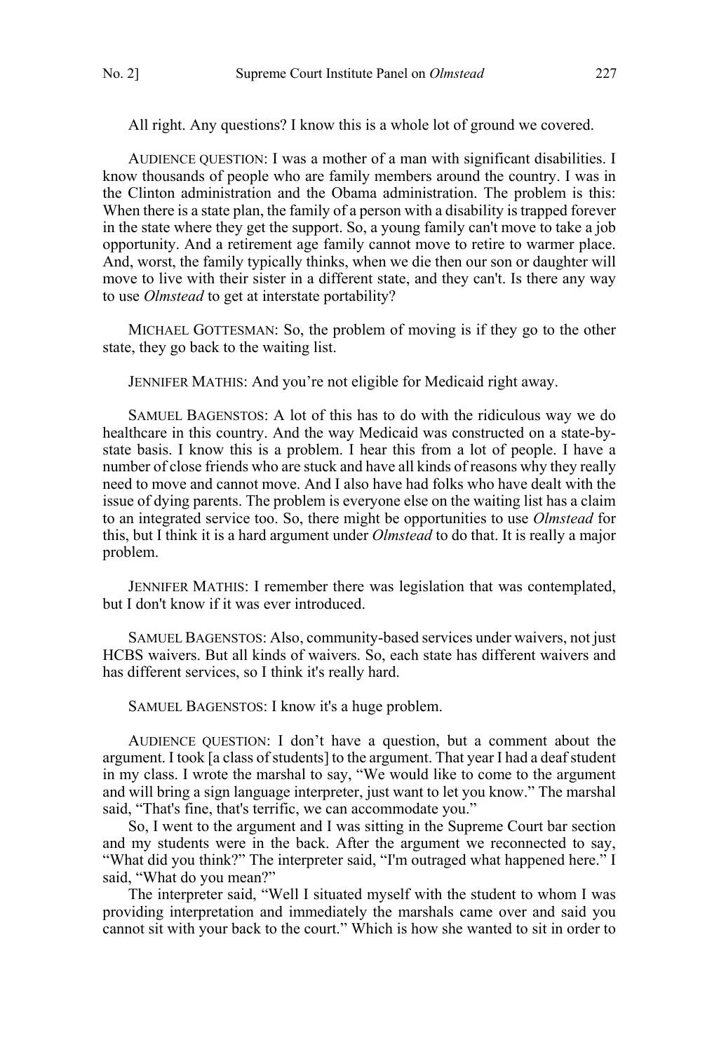All right. Any questions? I know this is a whole lot of ground we covered.

AUDIENCE QUESTION: I was a mother of a man with significant disabilities. I know thousands of people who are family members around the country. I was in the Clinton administration and the Obama administration. The problem is this: When there is a state plan, the family of a person with a disability is trapped forever in the state where they get the support. So, a young family can't move to take a job opportunity. And a retirement age family cannot move to retire to warmer place. And, worst, the family typically thinks, when we die then our son or daughter will move to live with their sister in a different state, and they can't. Is there any way to use *Olmstead* to get at interstate portability?

MICHAEL GOTTESMAN: So, the problem of moving is if they go to the other state, they go back to the waiting list.

JENNIFER MATHIS: And you're not eligible for Medicaid right away.

SAMUEL BAGENSTOS: A lot of this has to do with the ridiculous way we do healthcare in this country. And the way Medicaid was constructed on a state-by-state basis. I know this is a problem. I hear this from a lot of people. I have a number of close friends who are stuck and have all kinds of reasons why they really need to move and cannot move. And I also have had folks who have dealt with the issue of dying parents. The problem is everyone else on the waiting list has a claim to an integrated service too. So, there might be opportunities to use *Olmstead* for this, but I think it is a hard argument under *Olmstead* to do that. It is really a major problem.

JENNIFER MATHIS: I remember there was legislation that was contemplated, but I don't know if it was ever introduced.

SAMUEL BAGENSTOS: Also, community-based services under waivers, not just HCBS waivers. But all kinds of waivers. So, each state has different waivers and has different services, so I think it's really hard.

SAMUEL BAGENSTOS: I know it's a huge problem.

AUDIENCE QUESTION: I don't have a question, but a comment about the argument. I took [a class of students] to the argument. That year I had a deaf student in my class. I wrote the marshal to say, "We would like to come to the argument and will bring a sign language interpreter, just want to let you know." The marshal said, "That's fine, that's terrific, we can accommodate you."

So, I went to the argument and I was sitting in the Supreme Court bar section and my students were in the back. After the argument we reconnected to say, "What did you think?" The interpreter said, "I'm outraged what happened here." I said, "What do you mean?"

The interpreter said, "Well I situated myself with the student to whom I was providing interpretation and immediately the marshals came over and said you cannot sit with your back to the court." Which is how she wanted to sit in order to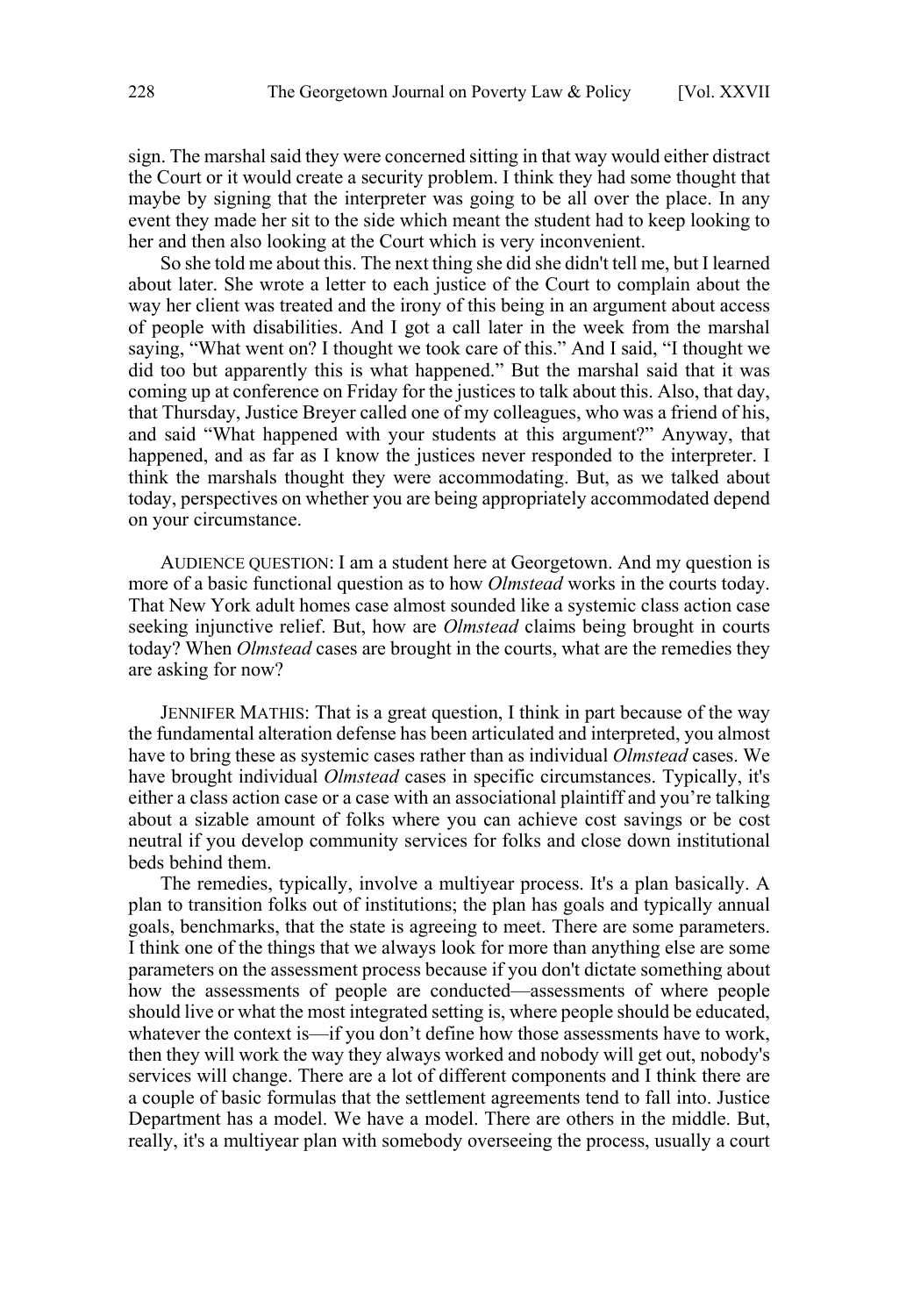sign. The marshal said they were concerned sitting in that way would either distract the Court or it would create a security problem. I think they had some thought that maybe by signing that the interpreter was going to be all over the place. In any event they made her sit to the side which meant the student had to keep looking to her and then also looking at the Court which is very inconvenient.

So she told me about this. The next thing she did she didn't tell me, but I learned about later. She wrote a letter to each justice of the Court to complain about the way her client was treated and the irony of this being in an argument about access of people with disabilities. And I got a call later in the week from the marshal saying, "What went on? I thought we took care of this." And I said, "I thought we did too but apparently this is what happened." But the marshal said that it was coming up at conference on Friday for the justices to talk about this. Also, that day, that Thursday, Justice Breyer called one of my colleagues, who was a friend of his, and said "What happened with your students at this argument?" Anyway, that happened, and as far as I know the justices never responded to the interpreter. I think the marshals thought they were accommodating. But, as we talked about today, perspectives on whether you are being appropriately accommodated depend on your circumstance.

AUDIENCE QUESTION: I am a student here at Georgetown. And my question is more of a basic functional question as to how *Olmstead* works in the courts today. That New York adult homes case almost sounded like a systemic class action case seeking injunctive relief. But, how are *Olmstead* claims being brought in courts today? When *Olmstead* cases are brought in the courts, what are the remedies they are asking for now?

JENNIFER MATHIS: That is a great question, I think in part because of the way the fundamental alteration defense has been articulated and interpreted, you almost have to bring these as systemic cases rather than as individual *Olmstead* cases. We have brought individual *Olmstead* cases in specific circumstances. Typically, it's either a class action case or a case with an associational plaintiff and you're talking about a sizable amount of folks where you can achieve cost savings or be cost neutral if you develop community services for folks and close down institutional beds behind them.

The remedies, typically, involve a multiyear process. It's a plan basically. A plan to transition folks out of institutions; the plan has goals and typically annual goals, benchmarks, that the state is agreeing to meet. There are some parameters. I think one of the things that we always look for more than anything else are some parameters on the assessment process because if you don't dictate something about how the assessments of people are conducted—assessments of where people should live or what the most integrated setting is, where people should be educated, whatever the context is—if you don't define how those assessments have to work, then they will work the way they always worked and nobody will get out, nobody's services will change. There are a lot of different components and I think there are a couple of basic formulas that the settlement agreements tend to fall into. Justice Department has a model. We have a model. There are others in the middle. But, really, it's a multiyear plan with somebody overseeing the process, usually a court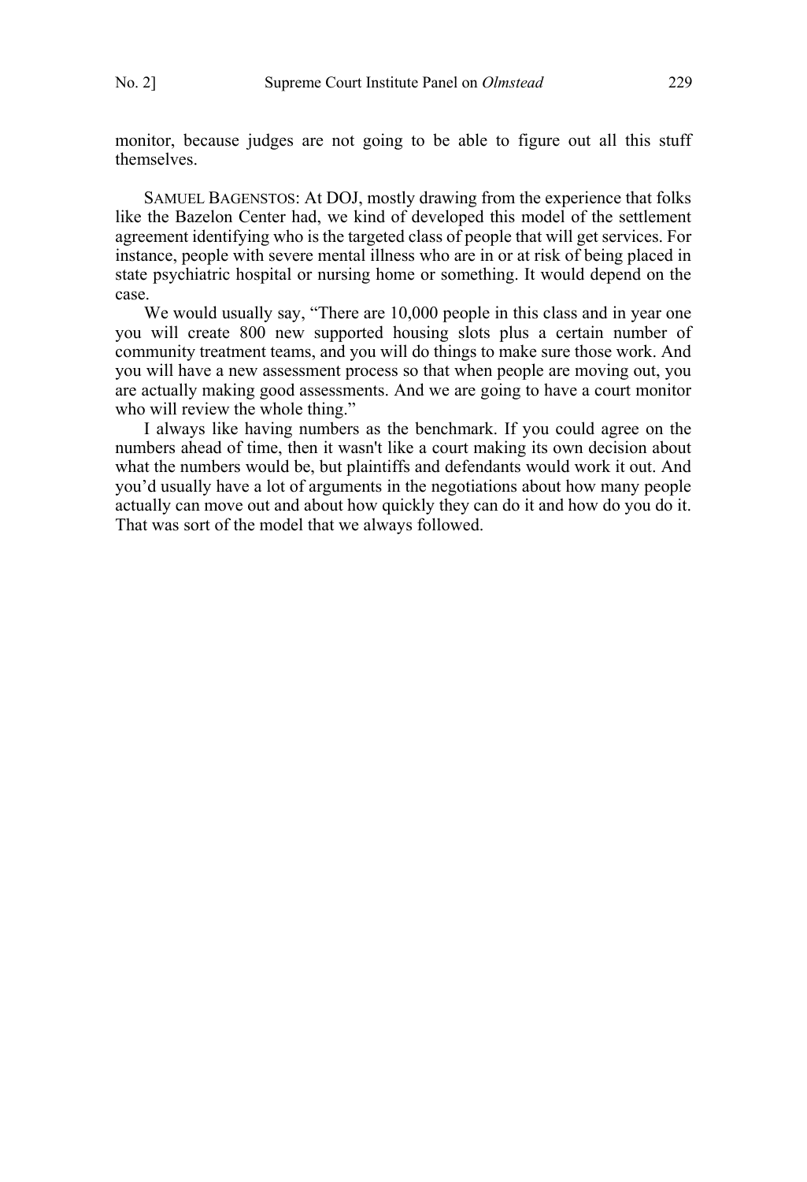monitor, because judges are not going to be able to figure out all this stuff themselves.

SAMUEL BAGENSTOS: At DOJ, mostly drawing from the experience that folks like the Bazelon Center had, we kind of developed this model of the settlement agreement identifying who is the targeted class of people that will get services. For instance, people with severe mental illness who are in or at risk of being placed in state psychiatric hospital or nursing home or something. It would depend on the case.

We would usually say, "There are 10,000 people in this class and in year one you will create 800 new supported housing slots plus a certain number of community treatment teams, and you will do things to make sure those work. And you will have a new assessment process so that when people are moving out, you are actually making good assessments. And we are going to have a court monitor who will review the whole thing."

I always like having numbers as the benchmark. If you could agree on the numbers ahead of time, then it wasn't like a court making its own decision about what the numbers would be, but plaintiffs and defendants would work it out. And you'd usually have a lot of arguments in the negotiations about how many people actually can move out and about how quickly they can do it and how do you do it. That was sort of the model that we always followed.